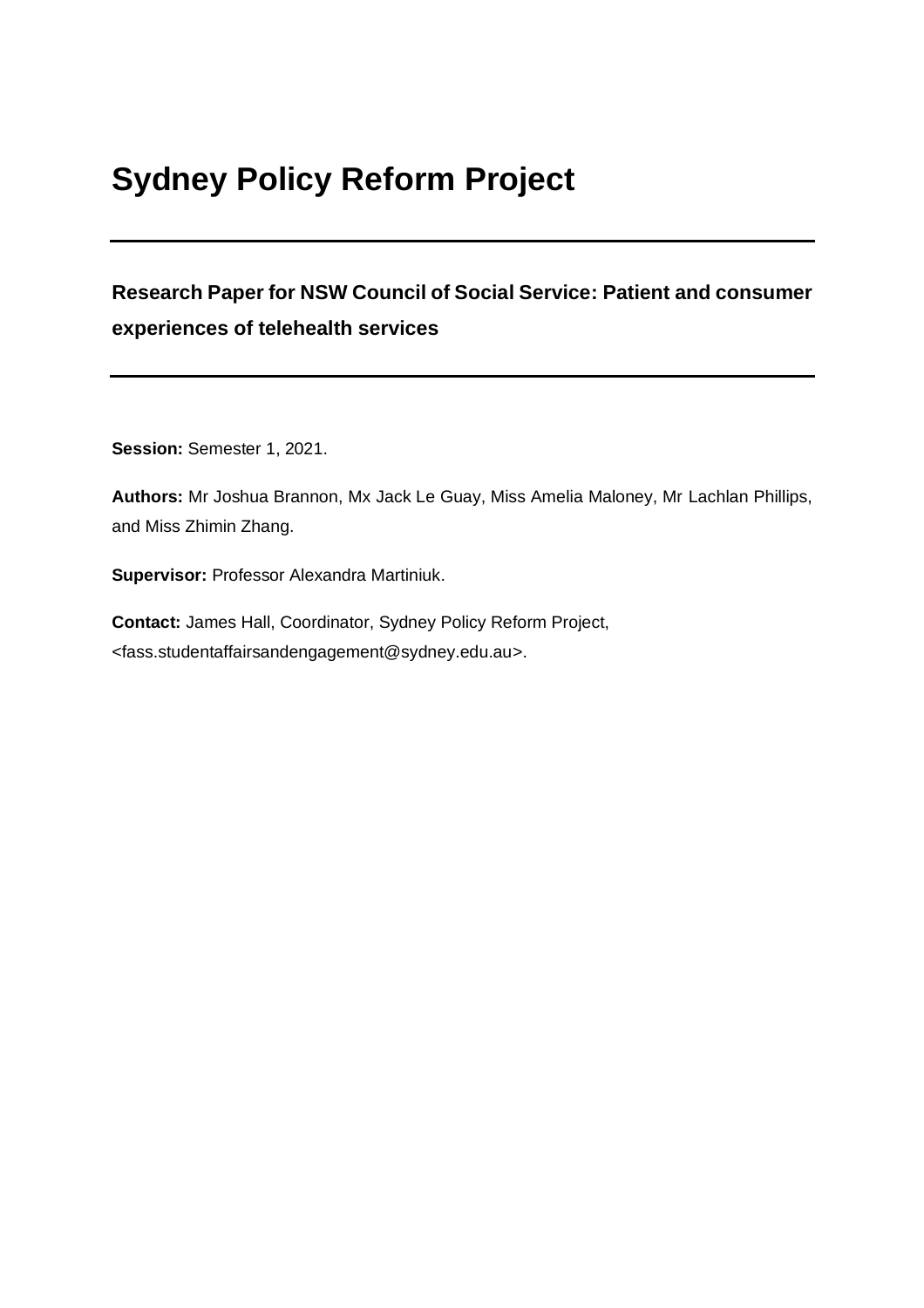# Sydney Policy Reform Project

---

## Research Paper for NSW Council of Social Service: Patient and consumer experiences of telehealth services

---

**Session:** Semester 1, 2021.

**Authors:** Mr Joshua Brannon, Mx Jack Le Guay, Miss Amelia Maloney, Mr Lachlan Phillips, and Miss Zhimin Zhang.

**Supervisor:** Professor Alexandra Martiniuk.

**Contact:** James Hall, Coordinator, Sydney Policy Reform Project, <fass.studentaffairsandengagement@sydney.edu.au>.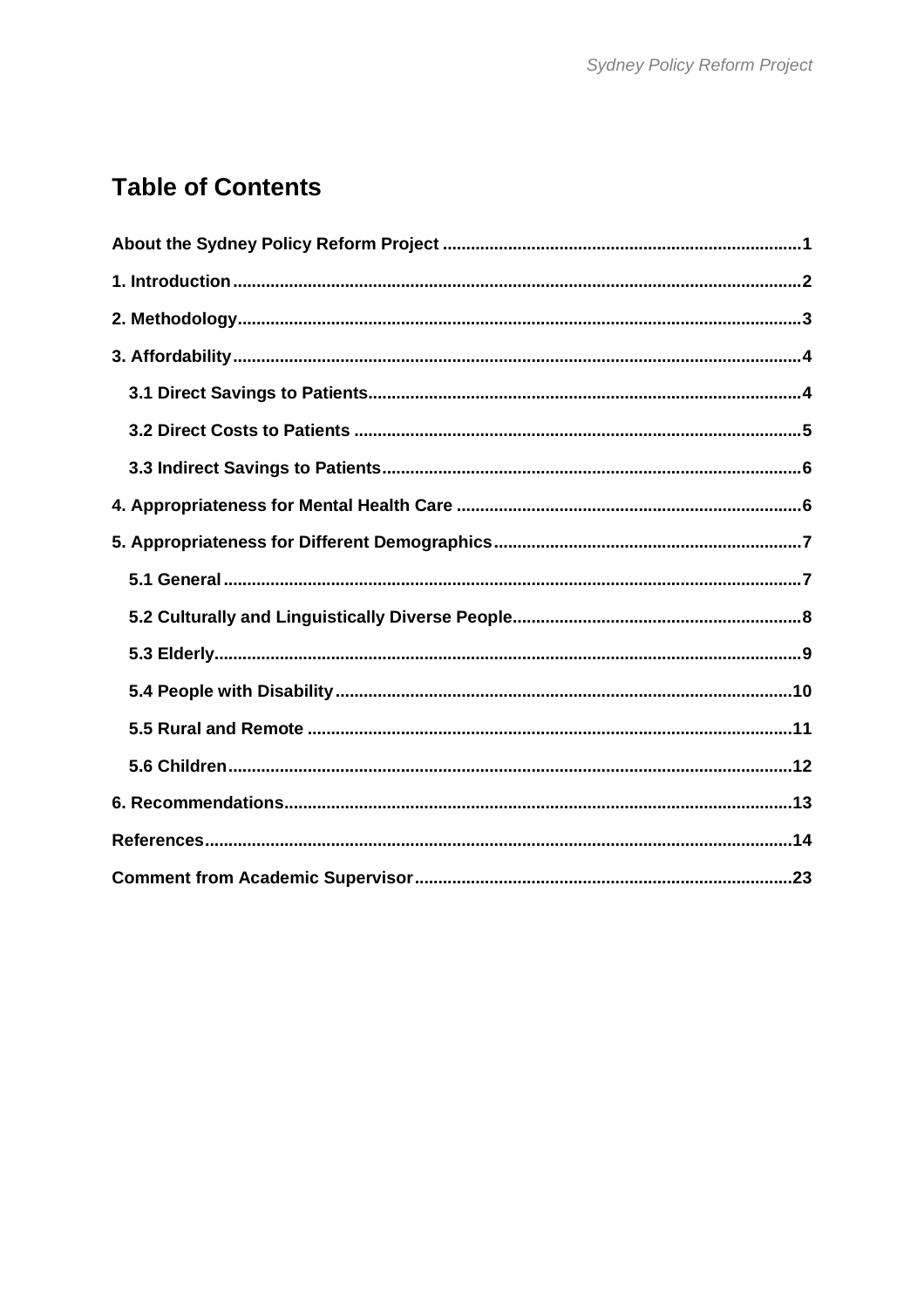# Table of Contents

About the Sydney Policy Reform Project ........................................................................ 1

1. Introduction ........................................................................ 2

2. Methodology ........................................................................ 3

3. Affordability ........................................................................ 4

  3.1 Direct Savings to Patients ........................................................................ 4

  3.2 Direct Costs to Patients ........................................................................ 5

  3.3 Indirect Savings to Patients ........................................................................ 6

4. Appropriateness for Mental Health Care ........................................................................ 6

5. Appropriateness for Different Demographics ........................................................................ 7

  5.1 General ........................................................................ 7

  5.2 Culturally and Linguistically Diverse People ........................................................................ 8

  5.3 Elderly ........................................................................ 9

  5.4 People with Disability ........................................................................ 10

  5.5 Rural and Remote ........................................................................ 11

  5.6 Children ........................................................................ 12

6. Recommendations ........................................................................ 13

References ........................................................................ 14

Comment from Academic Supervisor ........................................................................ 23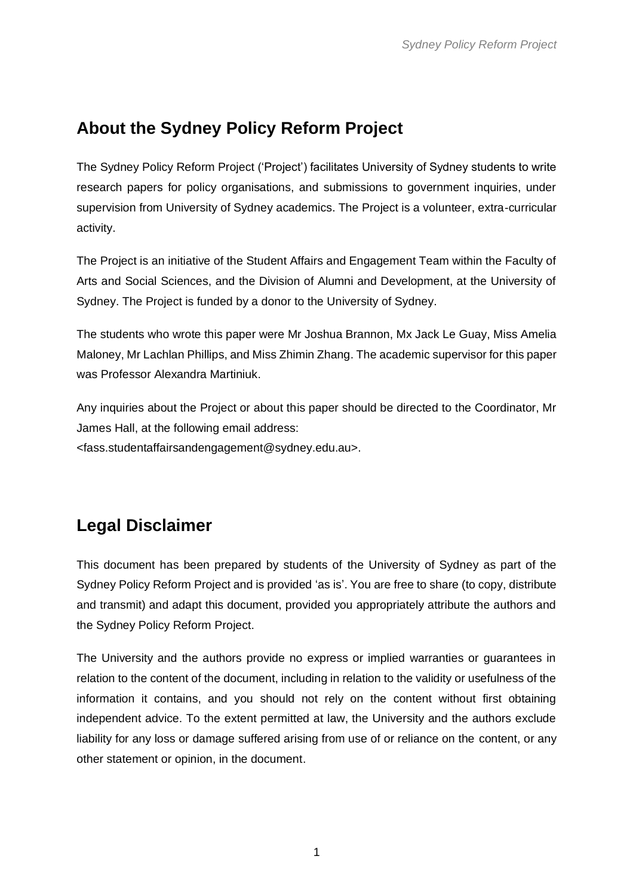## About the Sydney Policy Reform Project

The Sydney Policy Reform Project ('Project') facilitates University of Sydney students to write research papers for policy organisations, and submissions to government inquiries, under supervision from University of Sydney academics. The Project is a volunteer, extra-curricular activity.

The Project is an initiative of the Student Affairs and Engagement Team within the Faculty of Arts and Social Sciences, and the Division of Alumni and Development, at the University of Sydney. The Project is funded by a donor to the University of Sydney.

The students who wrote this paper were Mr Joshua Brannon, Mx Jack Le Guay, Miss Amelia Maloney, Mr Lachlan Phillips, and Miss Zhimin Zhang. The academic supervisor for this paper was Professor Alexandra Martiniuk.

Any inquiries about the Project or about this paper should be directed to the Coordinator, Mr James Hall, at the following email address: <fass.studentaffairsandengagement@sydney.edu.au>.

## Legal Disclaimer

This document has been prepared by students of the University of Sydney as part of the Sydney Policy Reform Project and is provided 'as is'. You are free to share (to copy, distribute and transmit) and adapt this document, provided you appropriately attribute the authors and the Sydney Policy Reform Project.

The University and the authors provide no express or implied warranties or guarantees in relation to the content of the document, including in relation to the validity or usefulness of the information it contains, and you should not rely on the content without first obtaining independent advice. To the extent permitted at law, the University and the authors exclude liability for any loss or damage suffered arising from use of or reliance on the content, or any other statement or opinion, in the document.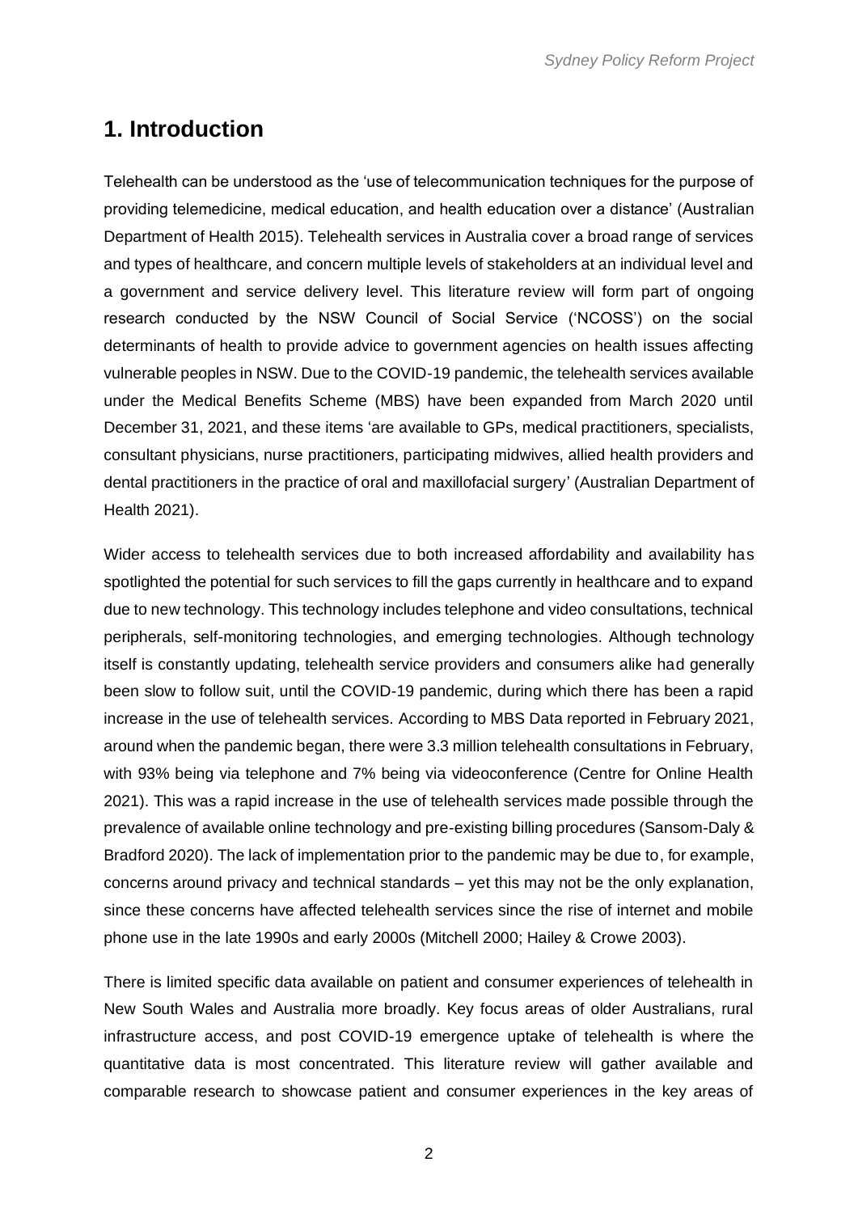# 1. Introduction

Telehealth can be understood as the 'use of telecommunication techniques for the purpose of providing telemedicine, medical education, and health education over a distance' (Australian Department of Health 2015). Telehealth services in Australia cover a broad range of services and types of healthcare, and concern multiple levels of stakeholders at an individual level and a government and service delivery level. This literature review will form part of ongoing research conducted by the NSW Council of Social Service ('NCOSS') on the social determinants of health to provide advice to government agencies on health issues affecting vulnerable peoples in NSW. Due to the COVID-19 pandemic, the telehealth services available under the Medical Benefits Scheme (MBS) have been expanded from March 2020 until December 31, 2021, and these items 'are available to GPs, medical practitioners, specialists, consultant physicians, nurse practitioners, participating midwives, allied health providers and dental practitioners in the practice of oral and maxillofacial surgery' (Australian Department of Health 2021).

Wider access to telehealth services due to both increased affordability and availability has spotlighted the potential for such services to fill the gaps currently in healthcare and to expand due to new technology. This technology includes telephone and video consultations, technical peripherals, self-monitoring technologies, and emerging technologies. Although technology itself is constantly updating, telehealth service providers and consumers alike had generally been slow to follow suit, until the COVID-19 pandemic, during which there has been a rapid increase in the use of telehealth services. According to MBS Data reported in February 2021, around when the pandemic began, there were 3.3 million telehealth consultations in February, with 93% being via telephone and 7% being via videoconference (Centre for Online Health 2021). This was a rapid increase in the use of telehealth services made possible through the prevalence of available online technology and pre-existing billing procedures (Sansom-Daly & Bradford 2020). The lack of implementation prior to the pandemic may be due to, for example, concerns around privacy and technical standards – yet this may not be the only explanation, since these concerns have affected telehealth services since the rise of internet and mobile phone use in the late 1990s and early 2000s (Mitchell 2000; Hailey & Crowe 2003).

There is limited specific data available on patient and consumer experiences of telehealth in New South Wales and Australia more broadly. Key focus areas of older Australians, rural infrastructure access, and post COVID-19 emergence uptake of telehealth is where the quantitative data is most concentrated. This literature review will gather available and comparable research to showcase patient and consumer experiences in the key areas of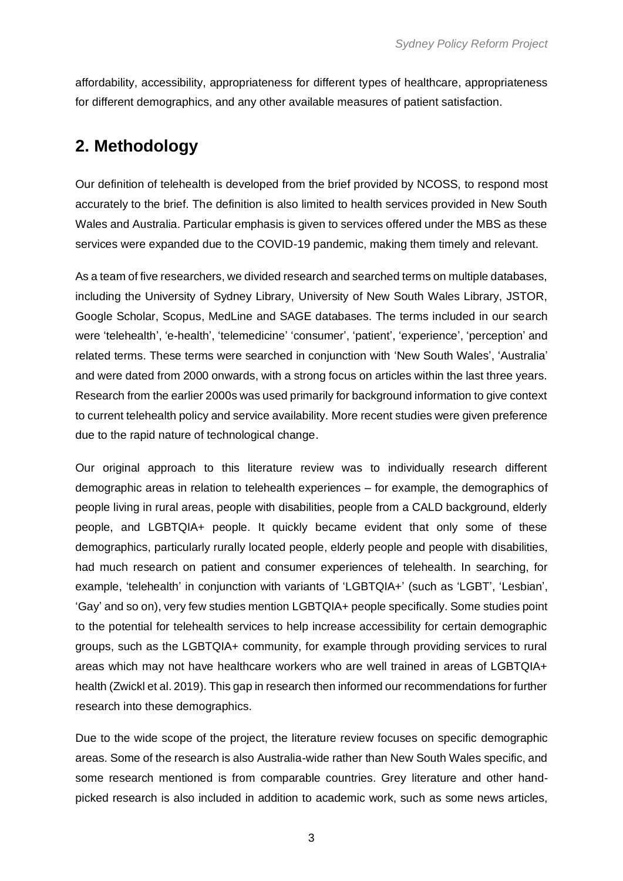affordability, accessibility, appropriateness for different types of healthcare, appropriateness for different demographics, and any other available measures of patient satisfaction.

## 2. Methodology

Our definition of telehealth is developed from the brief provided by NCOSS, to respond most accurately to the brief. The definition is also limited to health services provided in New South Wales and Australia. Particular emphasis is given to services offered under the MBS as these services were expanded due to the COVID-19 pandemic, making them timely and relevant.

As a team of five researchers, we divided research and searched terms on multiple databases, including the University of Sydney Library, University of New South Wales Library, JSTOR, Google Scholar, Scopus, MedLine and SAGE databases. The terms included in our search were 'telehealth', 'e-health', 'telemedicine' 'consumer', 'patient', 'experience', 'perception' and related terms. These terms were searched in conjunction with 'New South Wales', 'Australia' and were dated from 2000 onwards, with a strong focus on articles within the last three years. Research from the earlier 2000s was used primarily for background information to give context to current telehealth policy and service availability. More recent studies were given preference due to the rapid nature of technological change.

Our original approach to this literature review was to individually research different demographic areas in relation to telehealth experiences – for example, the demographics of people living in rural areas, people with disabilities, people from a CALD background, elderly people, and LGBTQIA+ people. It quickly became evident that only some of these demographics, particularly rurally located people, elderly people and people with disabilities, had much research on patient and consumer experiences of telehealth. In searching, for example, 'telehealth' in conjunction with variants of 'LGBTQIA+' (such as 'LGBT', 'Lesbian', 'Gay' and so on), very few studies mention LGBTQIA+ people specifically. Some studies point to the potential for telehealth services to help increase accessibility for certain demographic groups, such as the LGBTQIA+ community, for example through providing services to rural areas which may not have healthcare workers who are well trained in areas of LGBTQIA+ health (Zwickl et al. 2019). This gap in research then informed our recommendations for further research into these demographics.

Due to the wide scope of the project, the literature review focuses on specific demographic areas. Some of the research is also Australia-wide rather than New South Wales specific, and some research mentioned is from comparable countries. Grey literature and other hand-picked research is also included in addition to academic work, such as some news articles,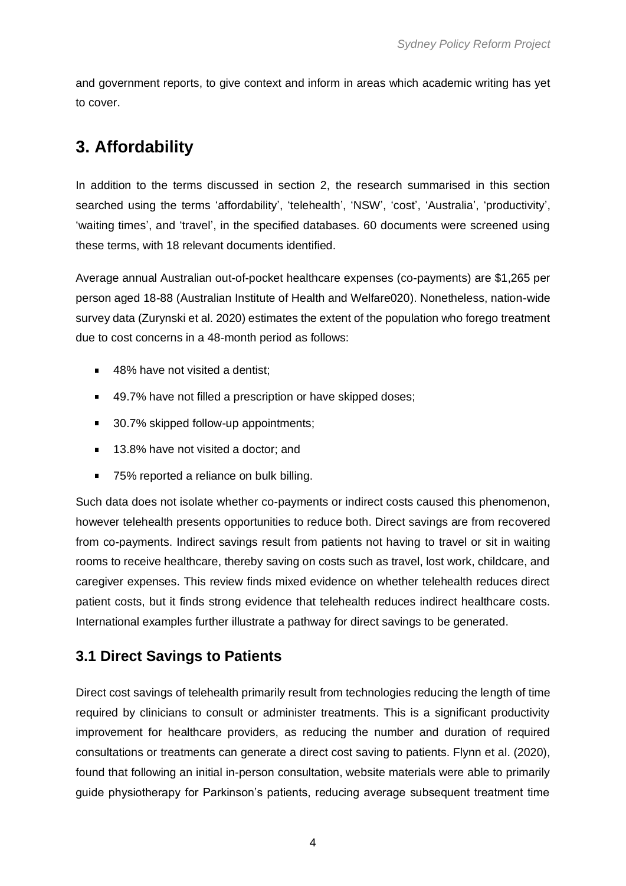and government reports, to give context and inform in areas which academic writing has yet to cover.

# 3. Affordability

In addition to the terms discussed in section 2, the research summarised in this section searched using the terms 'affordability', 'telehealth', 'NSW', 'cost', 'Australia', 'productivity', 'waiting times', and 'travel', in the specified databases. 60 documents were screened using these terms, with 18 relevant documents identified.

Average annual Australian out-of-pocket healthcare expenses (co-payments) are $1,265 per person aged 18-88 (Australian Institute of Health and Welfare020). Nonetheless, nation-wide survey data (Zurynski et al. 2020) estimates the extent of the population who forego treatment due to cost concerns in a 48-month period as follows:

- 48% have not visited a dentist;
- 49.7% have not filled a prescription or have skipped doses;
- 30.7% skipped follow-up appointments;
- 13.8% have not visited a doctor; and
- 75% reported a reliance on bulk billing.

Such data does not isolate whether co-payments or indirect costs caused this phenomenon, however telehealth presents opportunities to reduce both. Direct savings are from recovered from co-payments. Indirect savings result from patients not having to travel or sit in waiting rooms to receive healthcare, thereby saving on costs such as travel, lost work, childcare, and caregiver expenses. This review finds mixed evidence on whether telehealth reduces direct patient costs, but it finds strong evidence that telehealth reduces indirect healthcare costs. International examples further illustrate a pathway for direct savings to be generated.

## 3.1 Direct Savings to Patients

Direct cost savings of telehealth primarily result from technologies reducing the length of time required by clinicians to consult or administer treatments. This is a significant productivity improvement for healthcare providers, as reducing the number and duration of required consultations or treatments can generate a direct cost saving to patients. Flynn et al. (2020), found that following an initial in-person consultation, website materials were able to primarily guide physiotherapy for Parkinson's patients, reducing average subsequent treatment time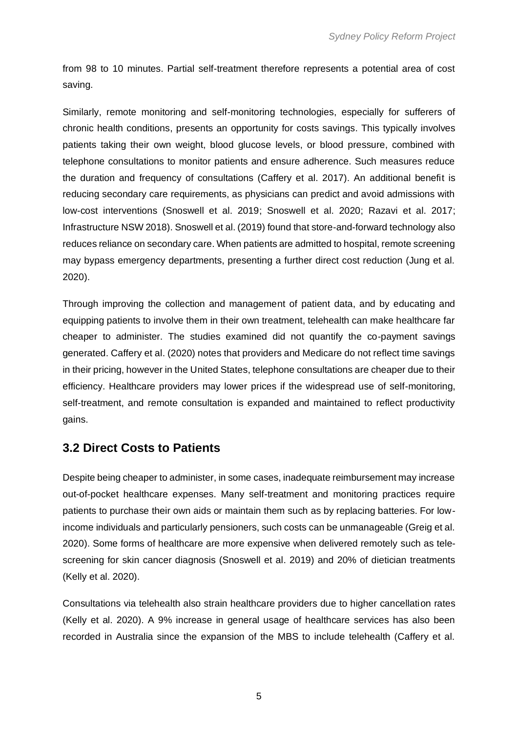from 98 to 10 minutes. Partial self-treatment therefore represents a potential area of cost saving.

Similarly, remote monitoring and self-monitoring technologies, especially for sufferers of chronic health conditions, presents an opportunity for costs savings. This typically involves patients taking their own weight, blood glucose levels, or blood pressure, combined with telephone consultations to monitor patients and ensure adherence. Such measures reduce the duration and frequency of consultations (Caffery et al. 2017). An additional benefit is reducing secondary care requirements, as physicians can predict and avoid admissions with low-cost interventions (Snoswell et al. 2019; Snoswell et al. 2020; Razavi et al. 2017; Infrastructure NSW 2018). Snoswell et al. (2019) found that store-and-forward technology also reduces reliance on secondary care. When patients are admitted to hospital, remote screening may bypass emergency departments, presenting a further direct cost reduction (Jung et al. 2020).

Through improving the collection and management of patient data, and by educating and equipping patients to involve them in their own treatment, telehealth can make healthcare far cheaper to administer. The studies examined did not quantify the co-payment savings generated. Caffery et al. (2020) notes that providers and Medicare do not reflect time savings in their pricing, however in the United States, telephone consultations are cheaper due to their efficiency. Healthcare providers may lower prices if the widespread use of self-monitoring, self-treatment, and remote consultation is expanded and maintained to reflect productivity gains.

## 3.2 Direct Costs to Patients

Despite being cheaper to administer, in some cases, inadequate reimbursement may increase out-of-pocket healthcare expenses. Many self-treatment and monitoring practices require patients to purchase their own aids or maintain them such as by replacing batteries. For low-income individuals and particularly pensioners, such costs can be unmanageable (Greig et al. 2020). Some forms of healthcare are more expensive when delivered remotely such as tele-screening for skin cancer diagnosis (Snoswell et al. 2019) and 20% of dietician treatments (Kelly et al. 2020).

Consultations via telehealth also strain healthcare providers due to higher cancellation rates (Kelly et al. 2020). A 9% increase in general usage of healthcare services has also been recorded in Australia since the expansion of the MBS to include telehealth (Caffery et al.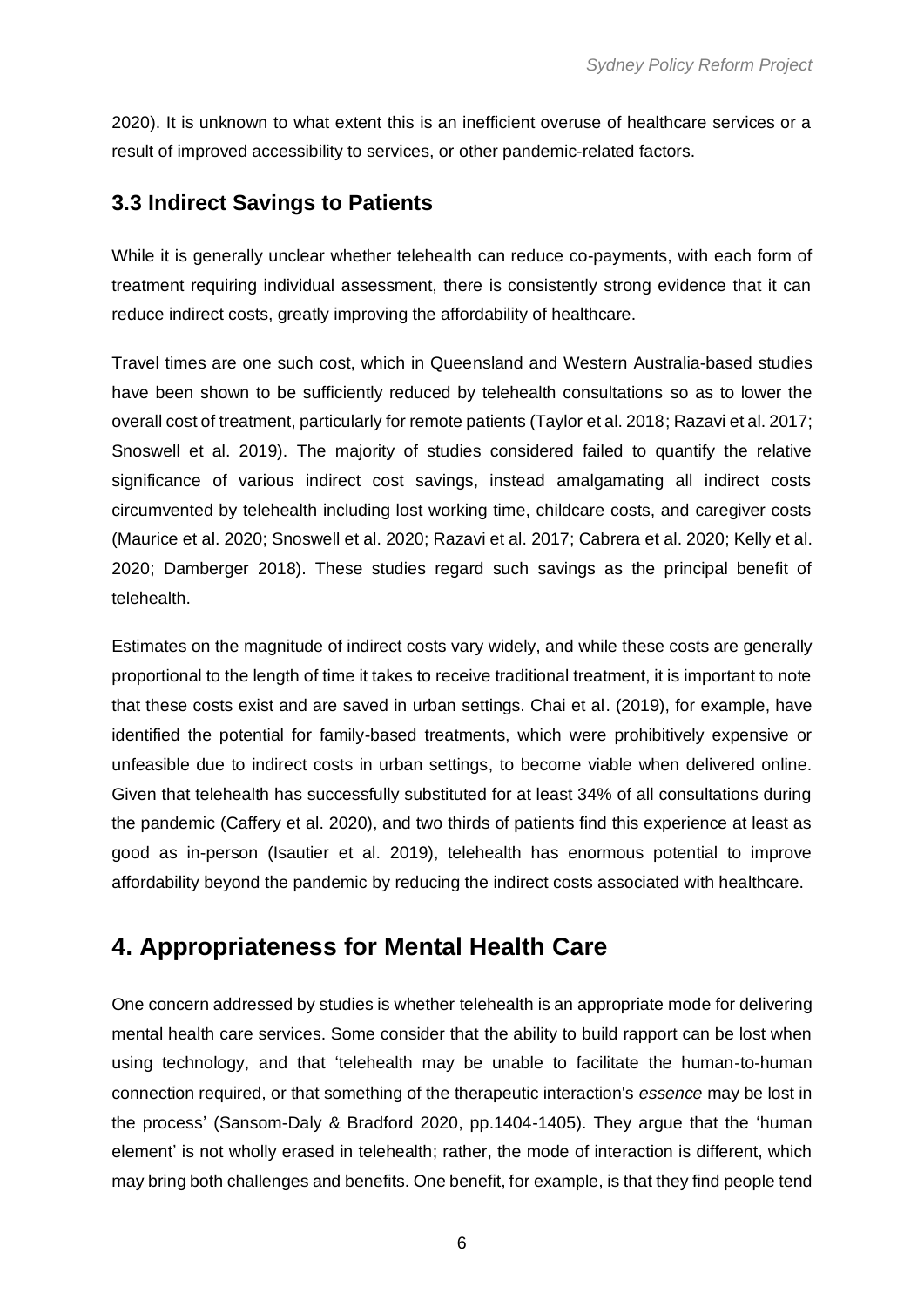2020). It is unknown to what extent this is an inefficient overuse of healthcare services or a result of improved accessibility to services, or other pandemic-related factors.

### 3.3 Indirect Savings to Patients

While it is generally unclear whether telehealth can reduce co-payments, with each form of treatment requiring individual assessment, there is consistently strong evidence that it can reduce indirect costs, greatly improving the affordability of healthcare.

Travel times are one such cost, which in Queensland and Western Australia-based studies have been shown to be sufficiently reduced by telehealth consultations so as to lower the overall cost of treatment, particularly for remote patients (Taylor et al. 2018; Razavi et al. 2017; Snoswell et al. 2019). The majority of studies considered failed to quantify the relative significance of various indirect cost savings, instead amalgamating all indirect costs circumvented by telehealth including lost working time, childcare costs, and caregiver costs (Maurice et al. 2020; Snoswell et al. 2020; Razavi et al. 2017; Cabrera et al. 2020; Kelly et al. 2020; Damberger 2018). These studies regard such savings as the principal benefit of telehealth.

Estimates on the magnitude of indirect costs vary widely, and while these costs are generally proportional to the length of time it takes to receive traditional treatment, it is important to note that these costs exist and are saved in urban settings. Chai et al. (2019), for example, have identified the potential for family-based treatments, which were prohibitively expensive or unfeasible due to indirect costs in urban settings, to become viable when delivered online. Given that telehealth has successfully substituted for at least 34% of all consultations during the pandemic (Caffery et al. 2020), and two thirds of patients find this experience at least as good as in-person (Isautier et al. 2019), telehealth has enormous potential to improve affordability beyond the pandemic by reducing the indirect costs associated with healthcare.

## 4. Appropriateness for Mental Health Care

One concern addressed by studies is whether telehealth is an appropriate mode for delivering mental health care services. Some consider that the ability to build rapport can be lost when using technology, and that 'telehealth may be unable to facilitate the human-to-human connection required, or that something of the therapeutic interaction's *essence* may be lost in the process' (Sansom-Daly & Bradford 2020, pp.1404-1405). They argue that the 'human element' is not wholly erased in telehealth; rather, the mode of interaction is different, which may bring both challenges and benefits. One benefit, for example, is that they find people tend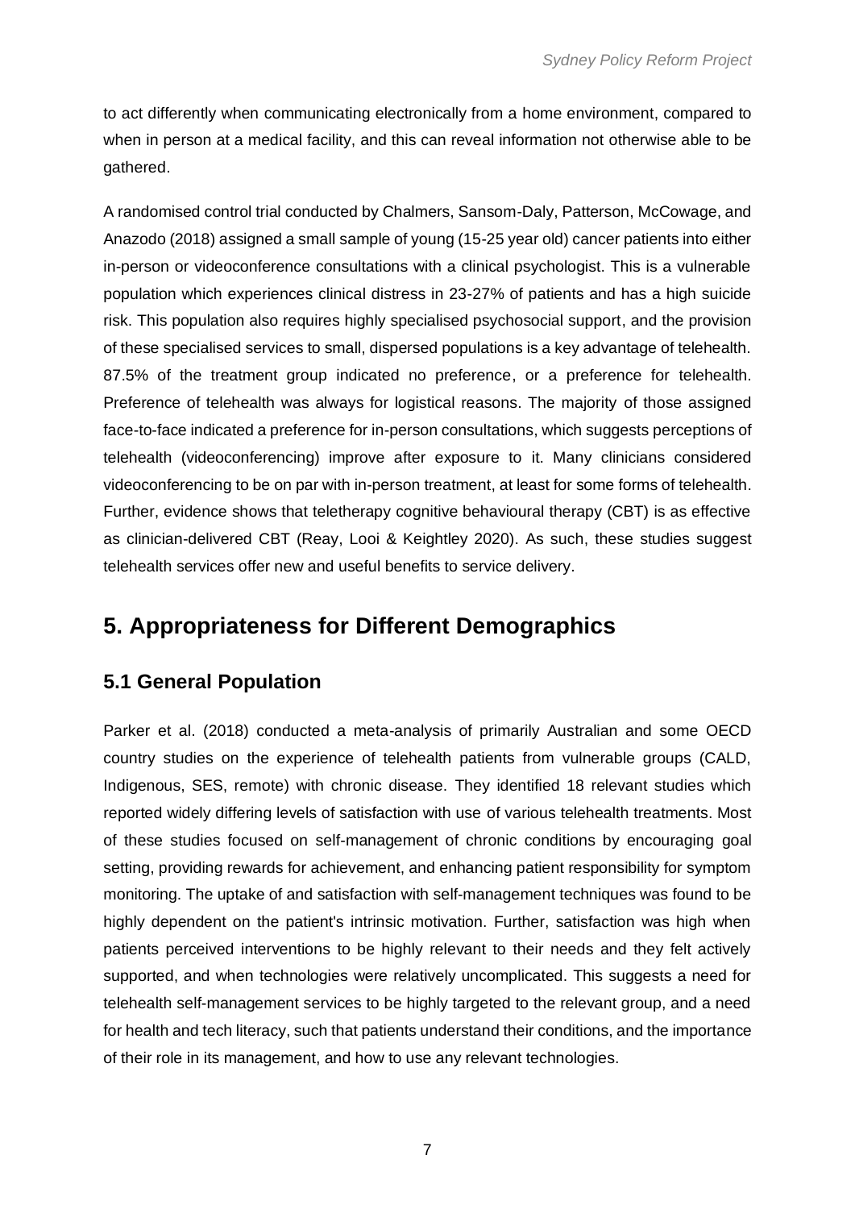to act differently when communicating electronically from a home environment, compared to when in person at a medical facility, and this can reveal information not otherwise able to be gathered.

A randomised control trial conducted by Chalmers, Sansom-Daly, Patterson, McCowage, and Anazodo (2018) assigned a small sample of young (15-25 year old) cancer patients into either in-person or videoconference consultations with a clinical psychologist. This is a vulnerable population which experiences clinical distress in 23-27% of patients and has a high suicide risk. This population also requires highly specialised psychosocial support, and the provision of these specialised services to small, dispersed populations is a key advantage of telehealth. 87.5% of the treatment group indicated no preference, or a preference for telehealth. Preference of telehealth was always for logistical reasons. The majority of those assigned face-to-face indicated a preference for in-person consultations, which suggests perceptions of telehealth (videoconferencing) improve after exposure to it. Many clinicians considered videoconferencing to be on par with in-person treatment, at least for some forms of telehealth. Further, evidence shows that teletherapy cognitive behavioural therapy (CBT) is as effective as clinician-delivered CBT (Reay, Looi & Keightley 2020). As such, these studies suggest telehealth services offer new and useful benefits to service delivery.

# 5. Appropriateness for Different Demographics

## 5.1 General Population

Parker et al. (2018) conducted a meta-analysis of primarily Australian and some OECD country studies on the experience of telehealth patients from vulnerable groups (CALD, Indigenous, SES, remote) with chronic disease. They identified 18 relevant studies which reported widely differing levels of satisfaction with use of various telehealth treatments. Most of these studies focused on self-management of chronic conditions by encouraging goal setting, providing rewards for achievement, and enhancing patient responsibility for symptom monitoring. The uptake of and satisfaction with self-management techniques was found to be highly dependent on the patient's intrinsic motivation. Further, satisfaction was high when patients perceived interventions to be highly relevant to their needs and they felt actively supported, and when technologies were relatively uncomplicated. This suggests a need for telehealth self-management services to be highly targeted to the relevant group, and a need for health and tech literacy, such that patients understand their conditions, and the importance of their role in its management, and how to use any relevant technologies.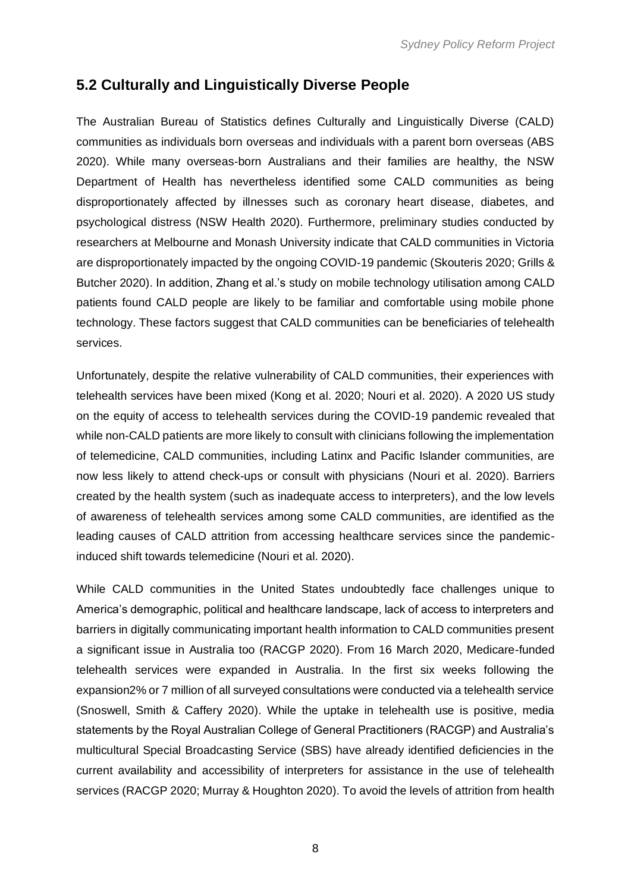## 5.2 Culturally and Linguistically Diverse People

The Australian Bureau of Statistics defines Culturally and Linguistically Diverse (CALD) communities as individuals born overseas and individuals with a parent born overseas (ABS 2020). While many overseas-born Australians and their families are healthy, the NSW Department of Health has nevertheless identified some CALD communities as being disproportionately affected by illnesses such as coronary heart disease, diabetes, and psychological distress (NSW Health 2020). Furthermore, preliminary studies conducted by researchers at Melbourne and Monash University indicate that CALD communities in Victoria are disproportionately impacted by the ongoing COVID-19 pandemic (Skouteris 2020; Grills & Butcher 2020). In addition, Zhang et al.'s study on mobile technology utilisation among CALD patients found CALD people are likely to be familiar and comfortable using mobile phone technology. These factors suggest that CALD communities can be beneficiaries of telehealth services.

Unfortunately, despite the relative vulnerability of CALD communities, their experiences with telehealth services have been mixed (Kong et al. 2020; Nouri et al. 2020). A 2020 US study on the equity of access to telehealth services during the COVID-19 pandemic revealed that while non-CALD patients are more likely to consult with clinicians following the implementation of telemedicine, CALD communities, including Latinx and Pacific Islander communities, are now less likely to attend check-ups or consult with physicians (Nouri et al. 2020). Barriers created by the health system (such as inadequate access to interpreters), and the low levels of awareness of telehealth services among some CALD communities, are identified as the leading causes of CALD attrition from accessing healthcare services since the pandemic-induced shift towards telemedicine (Nouri et al. 2020).

While CALD communities in the United States undoubtedly face challenges unique to America's demographic, political and healthcare landscape, lack of access to interpreters and barriers in digitally communicating important health information to CALD communities present a significant issue in Australia too (RACGP 2020). From 16 March 2020, Medicare-funded telehealth services were expanded in Australia. In the first six weeks following the expansion2% or 7 million of all surveyed consultations were conducted via a telehealth service (Snoswell, Smith & Caffery 2020). While the uptake in telehealth use is positive, media statements by the Royal Australian College of General Practitioners (RACGP) and Australia's multicultural Special Broadcasting Service (SBS) have already identified deficiencies in the current availability and accessibility of interpreters for assistance in the use of telehealth services (RACGP 2020; Murray & Houghton 2020). To avoid the levels of attrition from health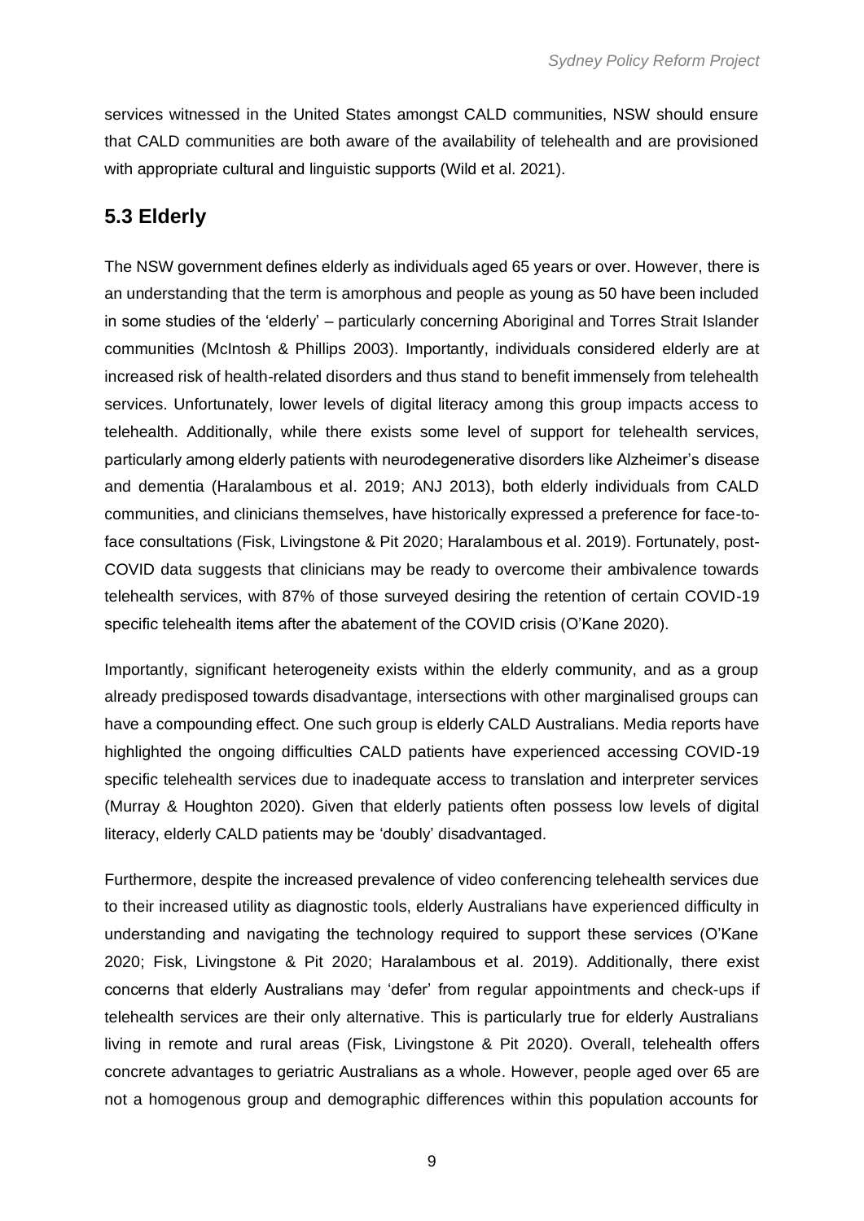services witnessed in the United States amongst CALD communities, NSW should ensure that CALD communities are both aware of the availability of telehealth and are provisioned with appropriate cultural and linguistic supports (Wild et al. 2021).

## 5.3 Elderly

The NSW government defines elderly as individuals aged 65 years or over. However, there is an understanding that the term is amorphous and people as young as 50 have been included in some studies of the 'elderly' – particularly concerning Aboriginal and Torres Strait Islander communities (McIntosh & Phillips 2003). Importantly, individuals considered elderly are at increased risk of health-related disorders and thus stand to benefit immensely from telehealth services. Unfortunately, lower levels of digital literacy among this group impacts access to telehealth. Additionally, while there exists some level of support for telehealth services, particularly among elderly patients with neurodegenerative disorders like Alzheimer's disease and dementia (Haralambous et al. 2019; ANJ 2013), both elderly individuals from CALD communities, and clinicians themselves, have historically expressed a preference for face-to-face consultations (Fisk, Livingstone & Pit 2020; Haralambous et al. 2019). Fortunately, post-COVID data suggests that clinicians may be ready to overcome their ambivalence towards telehealth services, with 87% of those surveyed desiring the retention of certain COVID-19 specific telehealth items after the abatement of the COVID crisis (O'Kane 2020).

Importantly, significant heterogeneity exists within the elderly community, and as a group already predisposed towards disadvantage, intersections with other marginalised groups can have a compounding effect. One such group is elderly CALD Australians. Media reports have highlighted the ongoing difficulties CALD patients have experienced accessing COVID-19 specific telehealth services due to inadequate access to translation and interpreter services (Murray & Houghton 2020). Given that elderly patients often possess low levels of digital literacy, elderly CALD patients may be 'doubly' disadvantaged.

Furthermore, despite the increased prevalence of video conferencing telehealth services due to their increased utility as diagnostic tools, elderly Australians have experienced difficulty in understanding and navigating the technology required to support these services (O'Kane 2020; Fisk, Livingstone & Pit 2020; Haralambous et al. 2019). Additionally, there exist concerns that elderly Australians may 'defer' from regular appointments and check-ups if telehealth services are their only alternative. This is particularly true for elderly Australians living in remote and rural areas (Fisk, Livingstone & Pit 2020). Overall, telehealth offers concrete advantages to geriatric Australians as a whole. However, people aged over 65 are not a homogenous group and demographic differences within this population accounts for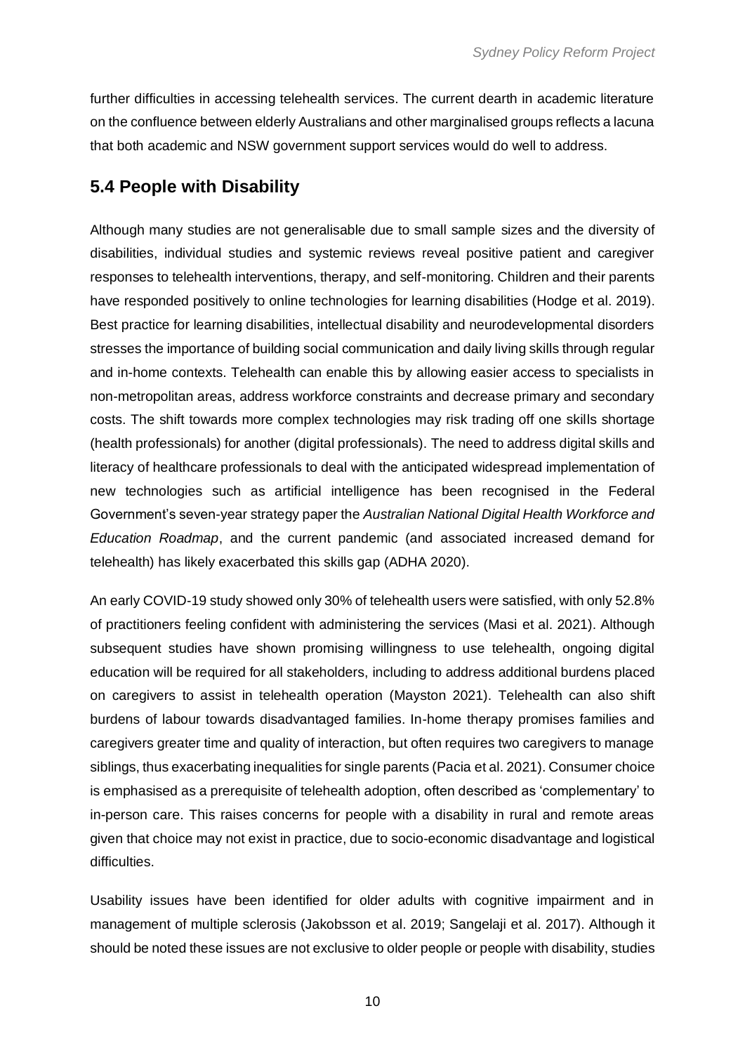further difficulties in accessing telehealth services. The current dearth in academic literature on the confluence between elderly Australians and other marginalised groups reflects a lacuna that both academic and NSW government support services would do well to address.

## 5.4 People with Disability

Although many studies are not generalisable due to small sample sizes and the diversity of disabilities, individual studies and systemic reviews reveal positive patient and caregiver responses to telehealth interventions, therapy, and self-monitoring. Children and their parents have responded positively to online technologies for learning disabilities (Hodge et al. 2019). Best practice for learning disabilities, intellectual disability and neurodevelopmental disorders stresses the importance of building social communication and daily living skills through regular and in-home contexts. Telehealth can enable this by allowing easier access to specialists in non-metropolitan areas, address workforce constraints and decrease primary and secondary costs. The shift towards more complex technologies may risk trading off one skills shortage (health professionals) for another (digital professionals). The need to address digital skills and literacy of healthcare professionals to deal with the anticipated widespread implementation of new technologies such as artificial intelligence has been recognised in the Federal Government's seven-year strategy paper the *Australian National Digital Health Workforce and Education Roadmap*, and the current pandemic (and associated increased demand for telehealth) has likely exacerbated this skills gap (ADHA 2020).

An early COVID-19 study showed only 30% of telehealth users were satisfied, with only 52.8% of practitioners feeling confident with administering the services (Masi et al. 2021). Although subsequent studies have shown promising willingness to use telehealth, ongoing digital education will be required for all stakeholders, including to address additional burdens placed on caregivers to assist in telehealth operation (Mayston 2021). Telehealth can also shift burdens of labour towards disadvantaged families. In-home therapy promises families and caregivers greater time and quality of interaction, but often requires two caregivers to manage siblings, thus exacerbating inequalities for single parents (Pacia et al. 2021). Consumer choice is emphasised as a prerequisite of telehealth adoption, often described as 'complementary' to in-person care. This raises concerns for people with a disability in rural and remote areas given that choice may not exist in practice, due to socio-economic disadvantage and logistical difficulties.

Usability issues have been identified for older adults with cognitive impairment and in management of multiple sclerosis (Jakobsson et al. 2019; Sangelaji et al. 2017). Although it should be noted these issues are not exclusive to older people or people with disability, studies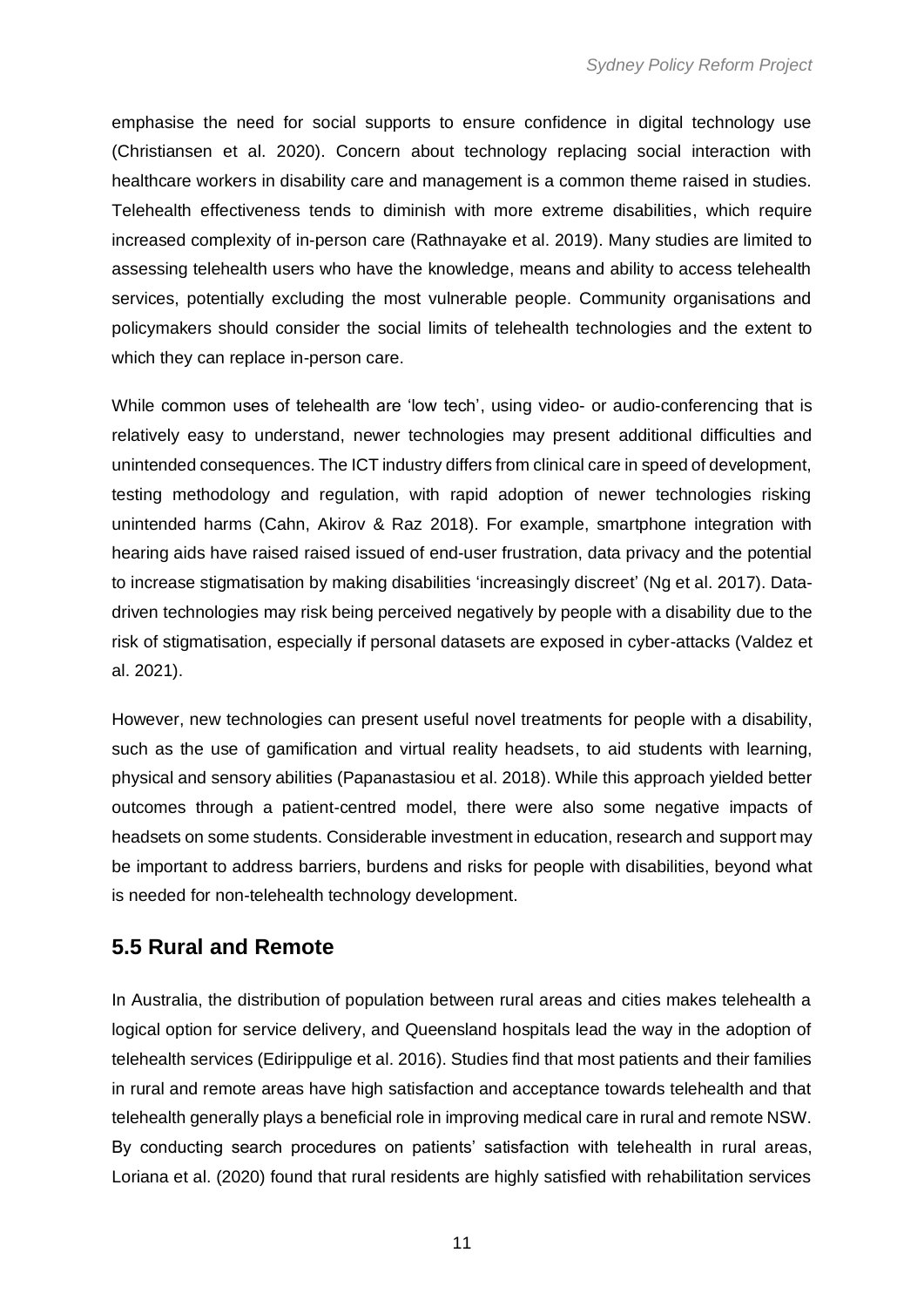emphasise the need for social supports to ensure confidence in digital technology use (Christiansen et al. 2020). Concern about technology replacing social interaction with healthcare workers in disability care and management is a common theme raised in studies. Telehealth effectiveness tends to diminish with more extreme disabilities, which require increased complexity of in-person care (Rathnayake et al. 2019). Many studies are limited to assessing telehealth users who have the knowledge, means and ability to access telehealth services, potentially excluding the most vulnerable people. Community organisations and policymakers should consider the social limits of telehealth technologies and the extent to which they can replace in-person care.

While common uses of telehealth are 'low tech', using video- or audio-conferencing that is relatively easy to understand, newer technologies may present additional difficulties and unintended consequences. The ICT industry differs from clinical care in speed of development, testing methodology and regulation, with rapid adoption of newer technologies risking unintended harms (Cahn, Akirov & Raz 2018). For example, smartphone integration with hearing aids have raised raised issued of end-user frustration, data privacy and the potential to increase stigmatisation by making disabilities 'increasingly discreet' (Ng et al. 2017). Data-driven technologies may risk being perceived negatively by people with a disability due to the risk of stigmatisation, especially if personal datasets are exposed in cyber-attacks (Valdez et al. 2021).

However, new technologies can present useful novel treatments for people with a disability, such as the use of gamification and virtual reality headsets, to aid students with learning, physical and sensory abilities (Papanastasiou et al. 2018). While this approach yielded better outcomes through a patient-centred model, there were also some negative impacts of headsets on some students. Considerable investment in education, research and support may be important to address barriers, burdens and risks for people with disabilities, beyond what is needed for non-telehealth technology development.

## 5.5 Rural and Remote

In Australia, the distribution of population between rural areas and cities makes telehealth a logical option for service delivery, and Queensland hospitals lead the way in the adoption of telehealth services (Edirippulige et al. 2016). Studies find that most patients and their families in rural and remote areas have high satisfaction and acceptance towards telehealth and that telehealth generally plays a beneficial role in improving medical care in rural and remote NSW. By conducting search procedures on patients' satisfaction with telehealth in rural areas, Loriana et al. (2020) found that rural residents are highly satisfied with rehabilitation services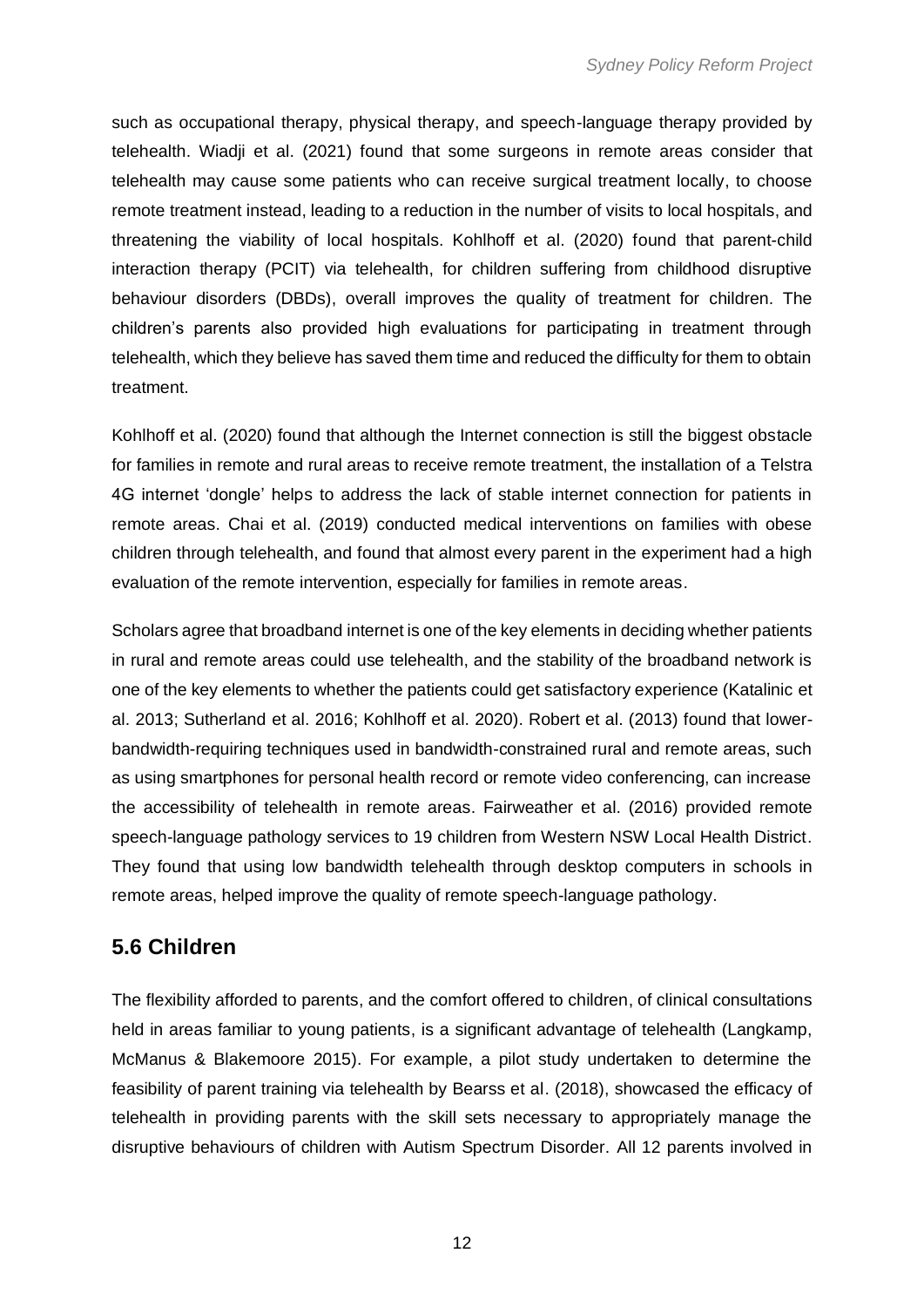such as occupational therapy, physical therapy, and speech-language therapy provided by telehealth. Wiadji et al. (2021) found that some surgeons in remote areas consider that telehealth may cause some patients who can receive surgical treatment locally, to choose remote treatment instead, leading to a reduction in the number of visits to local hospitals, and threatening the viability of local hospitals. Kohlhoff et al. (2020) found that parent-child interaction therapy (PCIT) via telehealth, for children suffering from childhood disruptive behaviour disorders (DBDs), overall improves the quality of treatment for children. The children's parents also provided high evaluations for participating in treatment through telehealth, which they believe has saved them time and reduced the difficulty for them to obtain treatment.

Kohlhoff et al. (2020) found that although the Internet connection is still the biggest obstacle for families in remote and rural areas to receive remote treatment, the installation of a Telstra 4G internet 'dongle' helps to address the lack of stable internet connection for patients in remote areas. Chai et al. (2019) conducted medical interventions on families with obese children through telehealth, and found that almost every parent in the experiment had a high evaluation of the remote intervention, especially for families in remote areas.

Scholars agree that broadband internet is one of the key elements in deciding whether patients in rural and remote areas could use telehealth, and the stability of the broadband network is one of the key elements to whether the patients could get satisfactory experience (Katalinic et al. 2013; Sutherland et al. 2016; Kohlhoff et al. 2020). Robert et al. (2013) found that lower-bandwidth-requiring techniques used in bandwidth-constrained rural and remote areas, such as using smartphones for personal health record or remote video conferencing, can increase the accessibility of telehealth in remote areas. Fairweather et al. (2016) provided remote speech-language pathology services to 19 children from Western NSW Local Health District. They found that using low bandwidth telehealth through desktop computers in schools in remote areas, helped improve the quality of remote speech-language pathology.

## 5.6 Children

The flexibility afforded to parents, and the comfort offered to children, of clinical consultations held in areas familiar to young patients, is a significant advantage of telehealth (Langkamp, McManus & Blakemoore 2015). For example, a pilot study undertaken to determine the feasibility of parent training via telehealth by Bearss et al. (2018), showcased the efficacy of telehealth in providing parents with the skill sets necessary to appropriately manage the disruptive behaviours of children with Autism Spectrum Disorder. All 12 parents involved in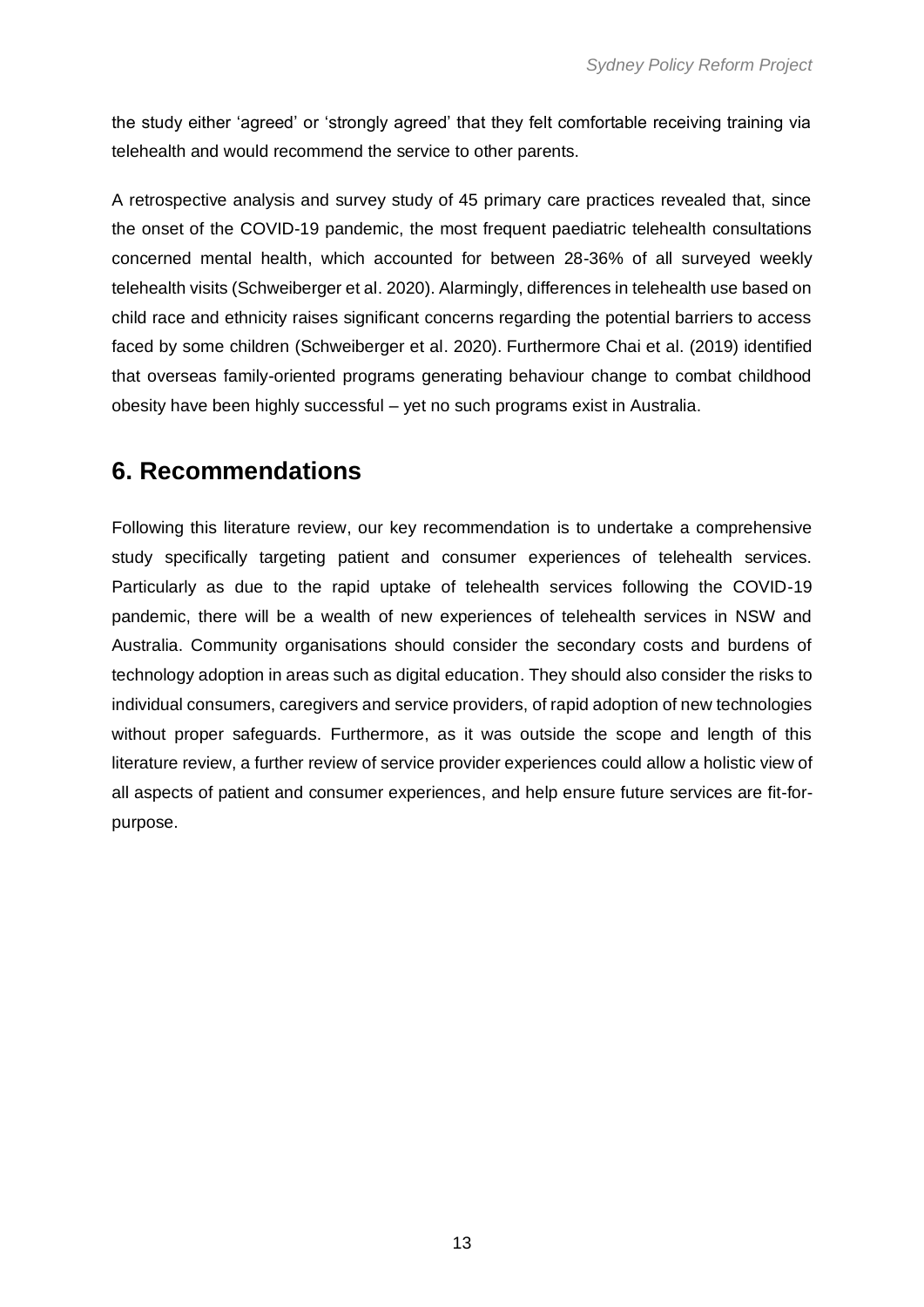the study either 'agreed' or 'strongly agreed' that they felt comfortable receiving training via telehealth and would recommend the service to other parents.

A retrospective analysis and survey study of 45 primary care practices revealed that, since the onset of the COVID-19 pandemic, the most frequent paediatric telehealth consultations concerned mental health, which accounted for between 28-36% of all surveyed weekly telehealth visits (Schweiberger et al. 2020). Alarmingly, differences in telehealth use based on child race and ethnicity raises significant concerns regarding the potential barriers to access faced by some children (Schweiberger et al. 2020). Furthermore Chai et al. (2019) identified that overseas family-oriented programs generating behaviour change to combat childhood obesity have been highly successful – yet no such programs exist in Australia.

## 6. Recommendations

Following this literature review, our key recommendation is to undertake a comprehensive study specifically targeting patient and consumer experiences of telehealth services. Particularly as due to the rapid uptake of telehealth services following the COVID-19 pandemic, there will be a wealth of new experiences of telehealth services in NSW and Australia. Community organisations should consider the secondary costs and burdens of technology adoption in areas such as digital education. They should also consider the risks to individual consumers, caregivers and service providers, of rapid adoption of new technologies without proper safeguards. Furthermore, as it was outside the scope and length of this literature review, a further review of service provider experiences could allow a holistic view of all aspects of patient and consumer experiences, and help ensure future services are fit-for-purpose.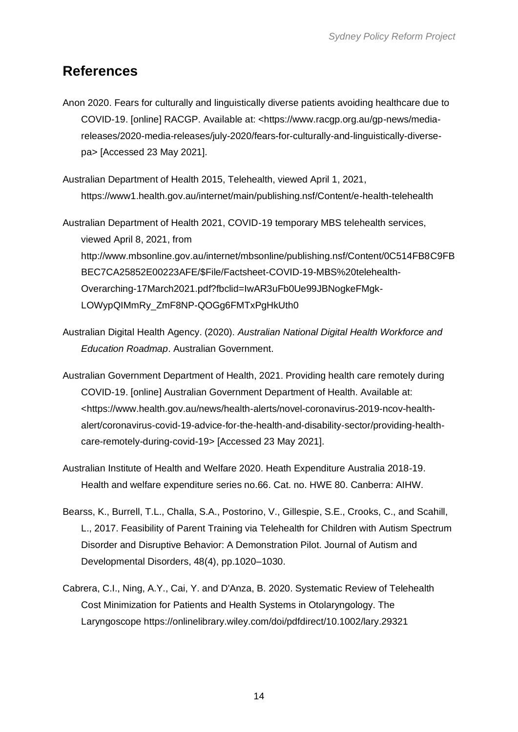## References

Anon 2020. Fears for culturally and linguistically diverse patients avoiding healthcare due to COVID-19. [online] RACGP. Available at: <https://www.racgp.org.au/gp-news/media-releases/2020-media-releases/july-2020/fears-for-culturally-and-linguistically-diverse-pa> [Accessed 23 May 2021].

Australian Department of Health 2015, Telehealth, viewed April 1, 2021, https://www1.health.gov.au/internet/main/publishing.nsf/Content/e-health-telehealth

Australian Department of Health 2021, COVID-19 temporary MBS telehealth services, viewed April 8, 2021, from http://www.mbsonline.gov.au/internet/mbsonline/publishing.nsf/Content/0C514FB8C9FBBEC7CA25852E00223AFE/$File/Factsheet-COVID-19-MBS%20telehealth-Overarching-17March2021.pdf?fbclid=IwAR3uFb0Ue99JBNogkeFMgk-LOWypQIMmRy_ZmF8NP-QOGg6FMTxPgHkUth0

Australian Digital Health Agency. (2020). *Australian National Digital Health Workforce and Education Roadmap*. Australian Government.

Australian Government Department of Health, 2021. Providing health care remotely during COVID-19. [online] Australian Government Department of Health. Available at: <https://www.health.gov.au/news/health-alerts/novel-coronavirus-2019-ncov-health-alert/coronavirus-covid-19-advice-for-the-health-and-disability-sector/providing-health-care-remotely-during-covid-19> [Accessed 23 May 2021].

Australian Institute of Health and Welfare 2020. Heath Expenditure Australia 2018-19. Health and welfare expenditure series no.66. Cat. no. HWE 80. Canberra: AIHW.

Bearss, K., Burrell, T.L., Challa, S.A., Postorino, V., Gillespie, S.E., Crooks, C., and Scahill, L., 2017. Feasibility of Parent Training via Telehealth for Children with Autism Spectrum Disorder and Disruptive Behavior: A Demonstration Pilot. Journal of Autism and Developmental Disorders, 48(4), pp.1020–1030.

Cabrera, C.I., Ning, A.Y., Cai, Y. and D'Anza, B. 2020. Systematic Review of Telehealth Cost Minimization for Patients and Health Systems in Otolaryngology. The Laryngoscope https://onlinelibrary.wiley.com/doi/pdfdirect/10.1002/lary.29321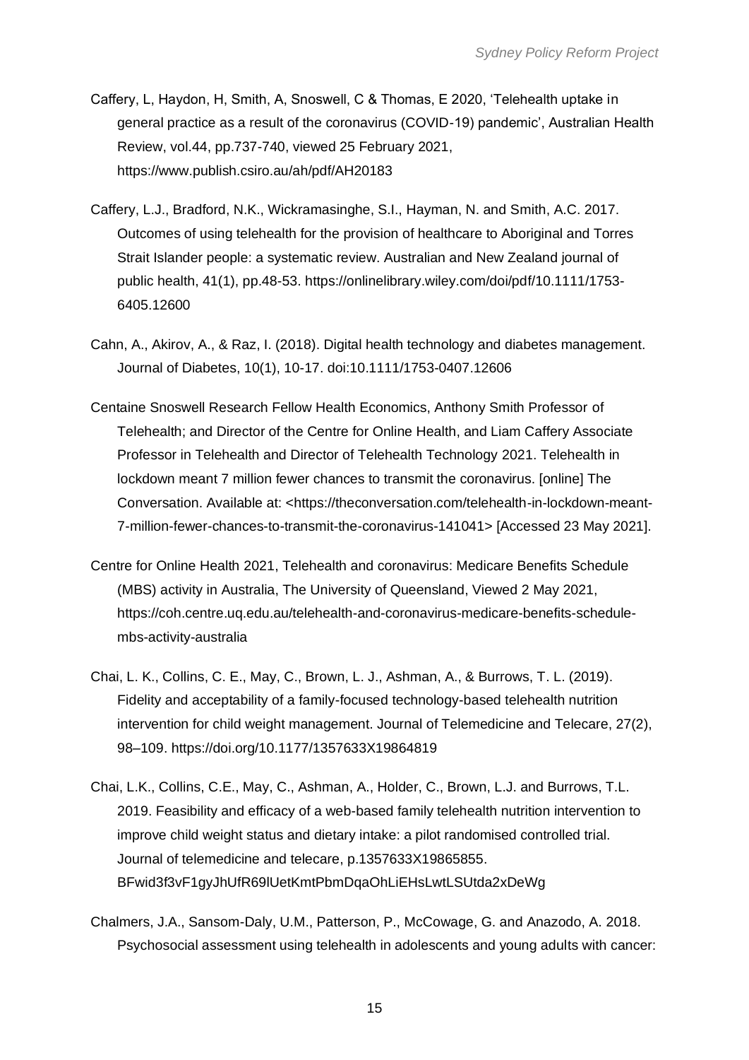Caffery, L, Haydon, H, Smith, A, Snoswell, C & Thomas, E 2020, 'Telehealth uptake in general practice as a result of the coronavirus (COVID-19) pandemic', Australian Health Review, vol.44, pp.737-740, viewed 25 February 2021, https://www.publish.csiro.au/ah/pdf/AH20183

Caffery, L.J., Bradford, N.K., Wickramasinghe, S.I., Hayman, N. and Smith, A.C. 2017. Outcomes of using telehealth for the provision of healthcare to Aboriginal and Torres Strait Islander people: a systematic review. Australian and New Zealand journal of public health, 41(1), pp.48-53. https://onlinelibrary.wiley.com/doi/pdf/10.1111/1753-6405.12600

Cahn, A., Akirov, A., & Raz, I. (2018). Digital health technology and diabetes management. Journal of Diabetes, 10(1), 10-17. doi:10.1111/1753-0407.12606

Centaine Snoswell Research Fellow Health Economics, Anthony Smith Professor of Telehealth; and Director of the Centre for Online Health, and Liam Caffery Associate Professor in Telehealth and Director of Telehealth Technology 2021. Telehealth in lockdown meant 7 million fewer chances to transmit the coronavirus. [online] The Conversation. Available at: <https://theconversation.com/telehealth-in-lockdown-meant-7-million-fewer-chances-to-transmit-the-coronavirus-141041> [Accessed 23 May 2021].

Centre for Online Health 2021, Telehealth and coronavirus: Medicare Benefits Schedule (MBS) activity in Australia, The University of Queensland, Viewed 2 May 2021, https://coh.centre.uq.edu.au/telehealth-and-coronavirus-medicare-benefits-schedule-mbs-activity-australia

Chai, L. K., Collins, C. E., May, C., Brown, L. J., Ashman, A., & Burrows, T. L. (2019). Fidelity and acceptability of a family-focused technology-based telehealth nutrition intervention for child weight management. Journal of Telemedicine and Telecare, 27(2), 98–109. https://doi.org/10.1177/1357633X19864819

Chai, L.K., Collins, C.E., May, C., Ashman, A., Holder, C., Brown, L.J. and Burrows, T.L. 2019. Feasibility and efficacy of a web-based family telehealth nutrition intervention to improve child weight status and dietary intake: a pilot randomised controlled trial. Journal of telemedicine and telecare, p.1357633X19865855. BFwid3f3vF1gyJhUfR69lUetKmtPbmDqaOhLiEHsLwtLSUtda2xDeWg

Chalmers, J.A., Sansom-Daly, U.M., Patterson, P., McCowage, G. and Anazodo, A. 2018. Psychosocial assessment using telehealth in adolescents and young adults with cancer: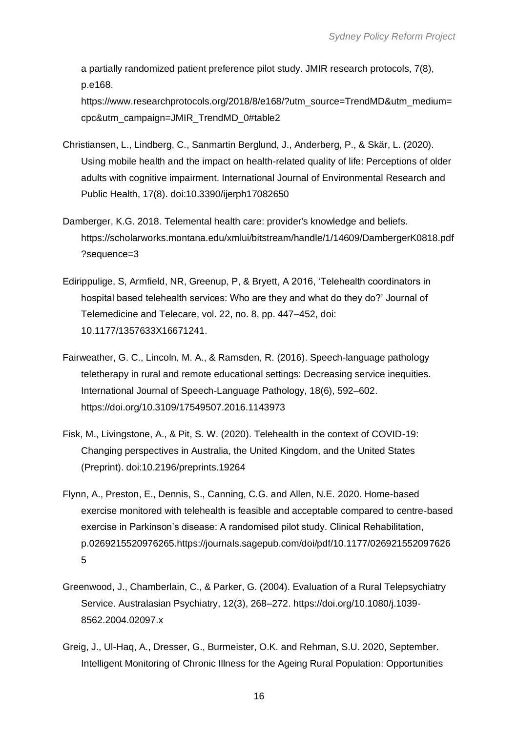a partially randomized patient preference pilot study. JMIR research protocols, 7(8), p.e168. https://www.researchprotocols.org/2018/8/e168/?utm_source=TrendMD&utm_medium=cpc&utm_campaign=JMIR_TrendMD_0#table2

Christiansen, L., Lindberg, C., Sanmartin Berglund, J., Anderberg, P., & Skär, L. (2020). Using mobile health and the impact on health-related quality of life: Perceptions of older adults with cognitive impairment. International Journal of Environmental Research and Public Health, 17(8). doi:10.3390/ijerph17082650

Damberger, K.G. 2018. Telemental health care: provider's knowledge and beliefs. https://scholarworks.montana.edu/xmlui/bitstream/handle/1/14609/DambergerK0818.pdf?sequence=3

Edirippulige, S, Armfield, NR, Greenup, P, & Bryett, A 2016, 'Telehealth coordinators in hospital based telehealth services: Who are they and what do they do?' Journal of Telemedicine and Telecare, vol. 22, no. 8, pp. 447–452, doi: 10.1177/1357633X16671241.

Fairweather, G. C., Lincoln, M. A., & Ramsden, R. (2016). Speech-language pathology teletherapy in rural and remote educational settings: Decreasing service inequities. International Journal of Speech-Language Pathology, 18(6), 592–602. https://doi.org/10.3109/17549507.2016.1143973

Fisk, M., Livingstone, A., & Pit, S. W. (2020). Telehealth in the context of COVID-19: Changing perspectives in Australia, the United Kingdom, and the United States (Preprint). doi:10.2196/preprints.19264

Flynn, A., Preston, E., Dennis, S., Canning, C.G. and Allen, N.E. 2020. Home-based exercise monitored with telehealth is feasible and acceptable compared to centre-based exercise in Parkinson's disease: A randomised pilot study. Clinical Rehabilitation, p.0269215520976265.https://journals.sagepub.com/doi/pdf/10.1177/0269215520976265

Greenwood, J., Chamberlain, C., & Parker, G. (2004). Evaluation of a Rural Telepsychiatry Service. Australasian Psychiatry, 12(3), 268–272. https://doi.org/10.1080/j.1039-8562.2004.02097.x

Greig, J., Ul-Haq, A., Dresser, G., Burmeister, O.K. and Rehman, S.U. 2020, September. Intelligent Monitoring of Chronic Illness for the Ageing Rural Population: Opportunities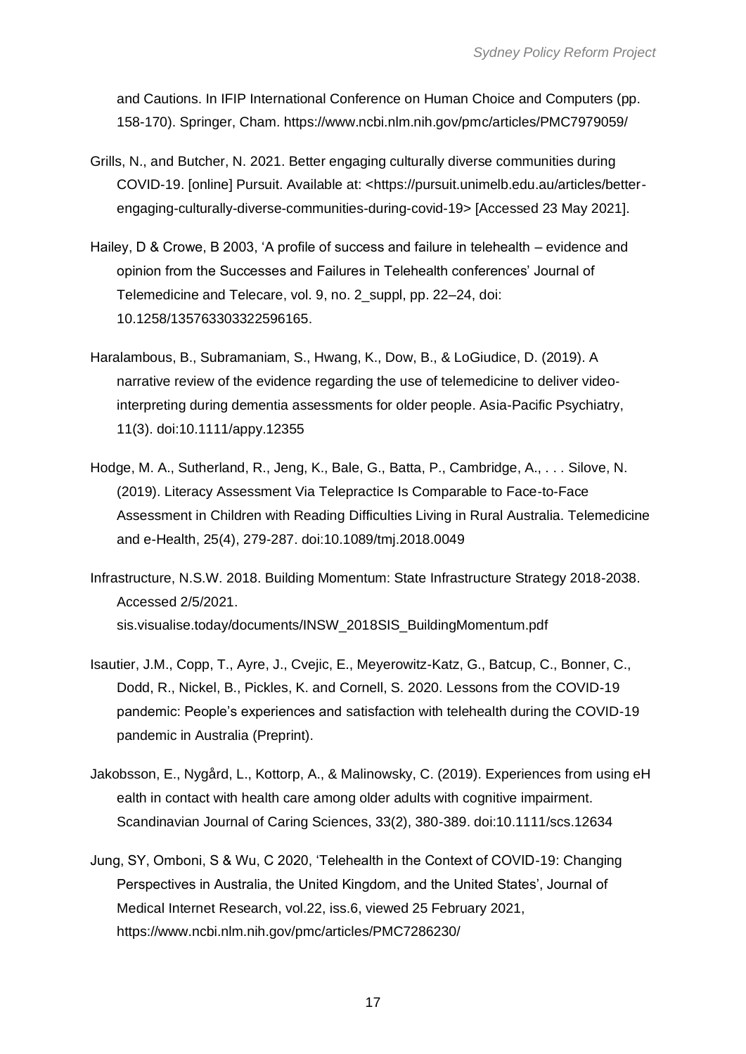and Cautions. In IFIP International Conference on Human Choice and Computers (pp. 158-170). Springer, Cham. https://www.ncbi.nlm.nih.gov/pmc/articles/PMC7979059/

Grills, N., and Butcher, N. 2021. Better engaging culturally diverse communities during COVID-19. [online] Pursuit. Available at: <https://pursuit.unimelb.edu.au/articles/better-engaging-culturally-diverse-communities-during-covid-19> [Accessed 23 May 2021].

Hailey, D & Crowe, B 2003, 'A profile of success and failure in telehealth – evidence and opinion from the Successes and Failures in Telehealth conferences' Journal of Telemedicine and Telecare, vol. 9, no. 2_suppl, pp. 22–24, doi: 10.1258/135763303322596165.

Haralambous, B., Subramaniam, S., Hwang, K., Dow, B., & LoGiudice, D. (2019). A narrative review of the evidence regarding the use of telemedicine to deliver video-interpreting during dementia assessments for older people. Asia-Pacific Psychiatry, 11(3). doi:10.1111/appy.12355

Hodge, M. A., Sutherland, R., Jeng, K., Bale, G., Batta, P., Cambridge, A., . . . Silove, N. (2019). Literacy Assessment Via Telepractice Is Comparable to Face-to-Face Assessment in Children with Reading Difficulties Living in Rural Australia. Telemedicine and e-Health, 25(4), 279-287. doi:10.1089/tmj.2018.0049

Infrastructure, N.S.W. 2018. Building Momentum: State Infrastructure Strategy 2018-2038. Accessed 2/5/2021. sis.visualise.today/documents/INSW_2018SIS_BuildingMomentum.pdf

Isautier, J.M., Copp, T., Ayre, J., Cvejic, E., Meyerowitz-Katz, G., Batcup, C., Bonner, C., Dodd, R., Nickel, B., Pickles, K. and Cornell, S. 2020. Lessons from the COVID-19 pandemic: People's experiences and satisfaction with telehealth during the COVID-19 pandemic in Australia (Preprint).

Jakobsson, E., Nygård, L., Kottorp, A., & Malinowsky, C. (2019). Experiences from using eH ealth in contact with health care among older adults with cognitive impairment. Scandinavian Journal of Caring Sciences, 33(2), 380-389. doi:10.1111/scs.12634

Jung, SY, Omboni, S & Wu, C 2020, 'Telehealth in the Context of COVID-19: Changing Perspectives in Australia, the United Kingdom, and the United States', Journal of Medical Internet Research, vol.22, iss.6, viewed 25 February 2021, https://www.ncbi.nlm.nih.gov/pmc/articles/PMC7286230/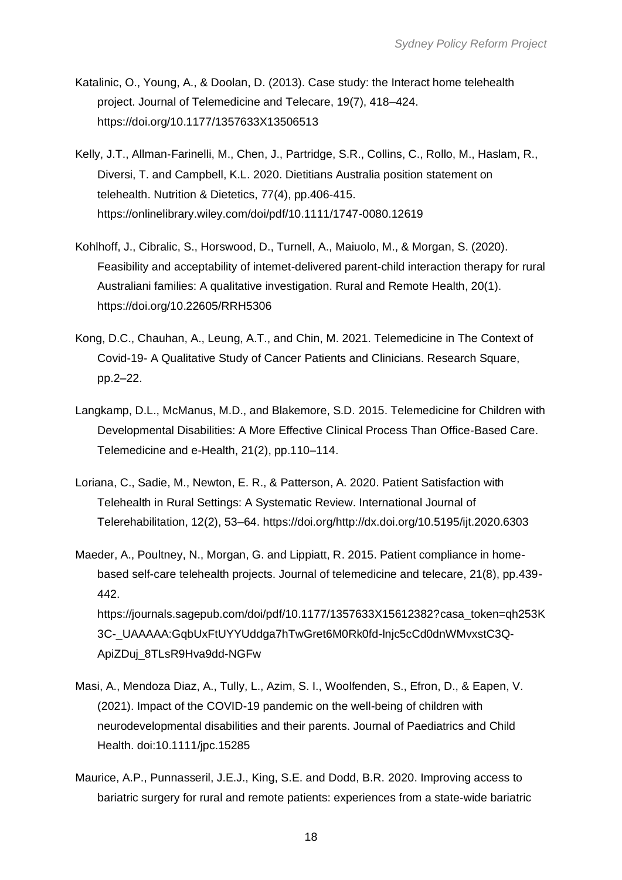Katalinic, O., Young, A., & Doolan, D. (2013). Case study: the Interact home telehealth project. Journal of Telemedicine and Telecare, 19(7), 418–424. https://doi.org/10.1177/1357633X13506513

Kelly, J.T., Allman-Farinelli, M., Chen, J., Partridge, S.R., Collins, C., Rollo, M., Haslam, R., Diversi, T. and Campbell, K.L. 2020. Dietitians Australia position statement on telehealth. Nutrition & Dietetics, 77(4), pp.406-415. https://onlinelibrary.wiley.com/doi/pdf/10.1111/1747-0080.12619

Kohlhoff, J., Cibralic, S., Horswood, D., Turnell, A., Maiuolo, M., & Morgan, S. (2020). Feasibility and acceptability of intemet-delivered parent-child interaction therapy for rural Australiani families: A qualitative investigation. Rural and Remote Health, 20(1). https://doi.org/10.22605/RRH5306

Kong, D.C., Chauhan, A., Leung, A.T., and Chin, M. 2021. Telemedicine in The Context of Covid-19- A Qualitative Study of Cancer Patients and Clinicians. Research Square, pp.2–22.

Langkamp, D.L., McManus, M.D., and Blakemore, S.D. 2015. Telemedicine for Children with Developmental Disabilities: A More Effective Clinical Process Than Office-Based Care. Telemedicine and e-Health, 21(2), pp.110–114.

Loriana, C., Sadie, M., Newton, E. R., & Patterson, A. 2020. Patient Satisfaction with Telehealth in Rural Settings: A Systematic Review. International Journal of Telerehabilitation, 12(2), 53–64. https://doi.org/http://dx.doi.org/10.5195/ijt.2020.6303

Maeder, A., Poultney, N., Morgan, G. and Lippiatt, R. 2015. Patient compliance in home-based self-care telehealth projects. Journal of telemedicine and telecare, 21(8), pp.439-442. https://journals.sagepub.com/doi/pdf/10.1177/1357633X15612382?casa_token=qh253K3C-_UAAAAA:GqbUxFtUYYUddga7hTwGret6M0Rk0fd-lnjc5cCd0dnWMvxstC3Q-ApiZDuj_8TLsR9Hva9dd-NGFw

Masi, A., Mendoza Diaz, A., Tully, L., Azim, S. I., Woolfenden, S., Efron, D., & Eapen, V. (2021). Impact of the COVID-19 pandemic on the well-being of children with neurodevelopmental disabilities and their parents. Journal of Paediatrics and Child Health. doi:10.1111/jpc.15285

Maurice, A.P., Punnasseril, J.E.J., King, S.E. and Dodd, B.R. 2020. Improving access to bariatric surgery for rural and remote patients: experiences from a state-wide bariatric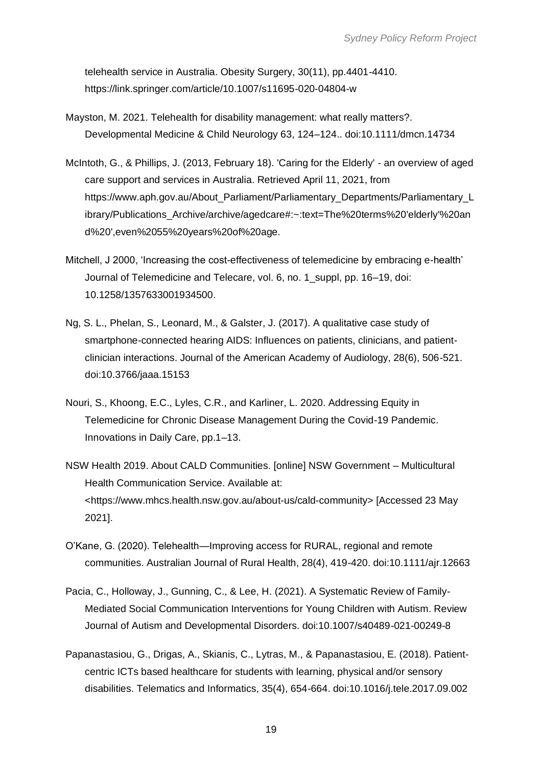telehealth service in Australia. Obesity Surgery, 30(11), pp.4401-4410. https://link.springer.com/article/10.1007/s11695-020-04804-w

Mayston, M. 2021. Telehealth for disability management: what really matters?. Developmental Medicine & Child Neurology 63, 124–124.. doi:10.1111/dmcn.14734

McIntoth, G., & Phillips, J. (2013, February 18). 'Caring for the Elderly' - an overview of aged care support and services in Australia. Retrieved April 11, 2021, from https://www.aph.gov.au/About_Parliament/Parliamentary_Departments/Parliamentary_Library/Publications_Archive/archive/agedcare#:~:text=The%20terms%20'elderly'%20and%20',even%2055%20years%20of%20age.

Mitchell, J 2000, 'Increasing the cost-effectiveness of telemedicine by embracing e-health' Journal of Telemedicine and Telecare, vol. 6, no. 1_suppl, pp. 16–19, doi: 10.1258/1357633001934500.

Ng, S. L., Phelan, S., Leonard, M., & Galster, J. (2017). A qualitative case study of smartphone-connected hearing AIDS: Influences on patients, clinicians, and patient-clinician interactions. Journal of the American Academy of Audiology, 28(6), 506-521. doi:10.3766/jaaa.15153

Nouri, S., Khoong, E.C., Lyles, C.R., and Karliner, L. 2020. Addressing Equity in Telemedicine for Chronic Disease Management During the Covid-19 Pandemic. Innovations in Daily Care, pp.1–13.

NSW Health 2019. About CALD Communities. [online] NSW Government – Multicultural Health Communication Service. Available at: <https://www.mhcs.health.nsw.gov.au/about-us/cald-community> [Accessed 23 May 2021].

O'Kane, G. (2020). Telehealth—Improving access for RURAL, regional and remote communities. Australian Journal of Rural Health, 28(4), 419-420. doi:10.1111/ajr.12663

Pacia, C., Holloway, J., Gunning, C., & Lee, H. (2021). A Systematic Review of Family-Mediated Social Communication Interventions for Young Children with Autism. Review Journal of Autism and Developmental Disorders. doi:10.1007/s40489-021-00249-8

Papanastasiou, G., Drigas, A., Skianis, C., Lytras, M., & Papanastasiou, E. (2018). Patient-centric ICTs based healthcare for students with learning, physical and/or sensory disabilities. Telematics and Informatics, 35(4), 654-664. doi:10.1016/j.tele.2017.09.002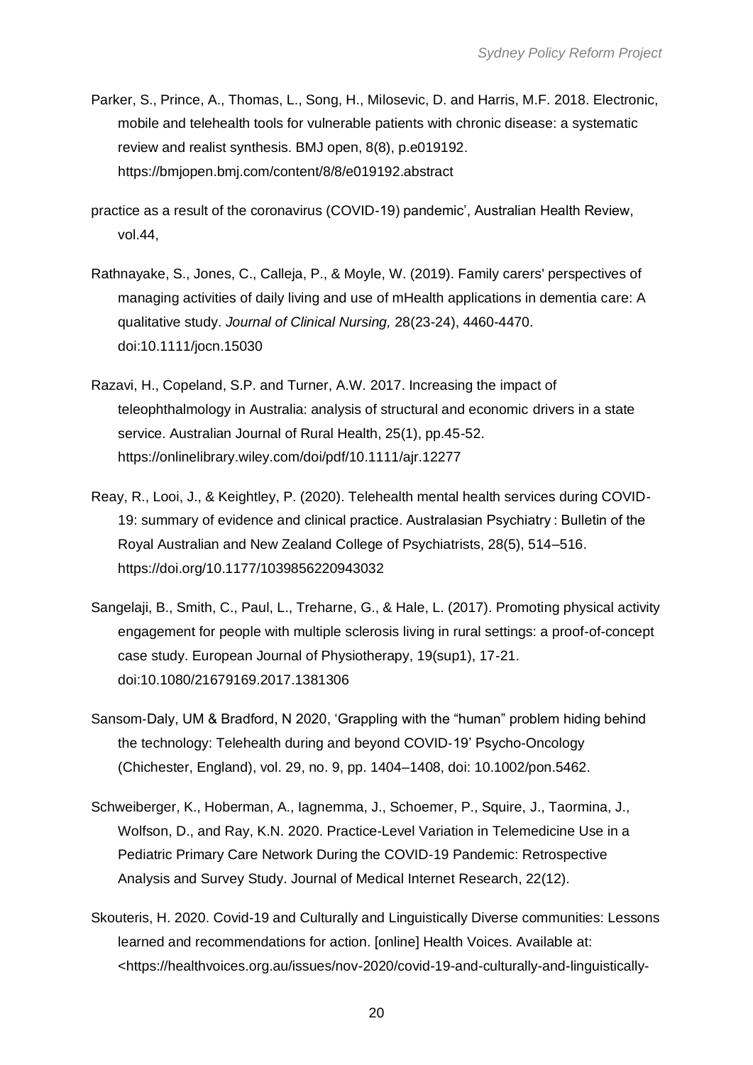Parker, S., Prince, A., Thomas, L., Song, H., Milosevic, D. and Harris, M.F. 2018. Electronic, mobile and telehealth tools for vulnerable patients with chronic disease: a systematic review and realist synthesis. BMJ open, 8(8), p.e019192. https://bmjopen.bmj.com/content/8/8/e019192.abstract

practice as a result of the coronavirus (COVID-19) pandemic', Australian Health Review, vol.44,

Rathnayake, S., Jones, C., Calleja, P., & Moyle, W. (2019). Family carers' perspectives of managing activities of daily living and use of mHealth applications in dementia care: A qualitative study. *Journal of Clinical Nursing,* 28(23-24), 4460-4470. doi:10.1111/jocn.15030

Razavi, H., Copeland, S.P. and Turner, A.W. 2017. Increasing the impact of teleophthalmology in Australia: analysis of structural and economic drivers in a state service. Australian Journal of Rural Health, 25(1), pp.45-52. https://onlinelibrary.wiley.com/doi/pdf/10.1111/ajr.12277

Reay, R., Looi, J., & Keightley, P. (2020). Telehealth mental health services during COVID-19: summary of evidence and clinical practice. Australasian Psychiatry : Bulletin of the Royal Australian and New Zealand College of Psychiatrists, 28(5), 514–516. https://doi.org/10.1177/1039856220943032

Sangelaji, B., Smith, C., Paul, L., Treharne, G., & Hale, L. (2017). Promoting physical activity engagement for people with multiple sclerosis living in rural settings: a proof-of-concept case study. European Journal of Physiotherapy, 19(sup1), 17-21. doi:10.1080/21679169.2017.1381306

Sansom-Daly, UM & Bradford, N 2020, 'Grappling with the "human" problem hiding behind the technology: Telehealth during and beyond COVID-19' Psycho-Oncology (Chichester, England), vol. 29, no. 9, pp. 1404–1408, doi: 10.1002/pon.5462.

Schweiberger, K., Hoberman, A., Iagnemma, J., Schoemer, P., Squire, J., Taormina, J., Wolfson, D., and Ray, K.N. 2020. Practice-Level Variation in Telemedicine Use in a Pediatric Primary Care Network During the COVID-19 Pandemic: Retrospective Analysis and Survey Study. Journal of Medical Internet Research, 22(12).

Skouteris, H. 2020. Covid-19 and Culturally and Linguistically Diverse communities: Lessons learned and recommendations for action. [online] Health Voices. Available at: <https://healthvoices.org.au/issues/nov-2020/covid-19-and-culturally-and-linguistically-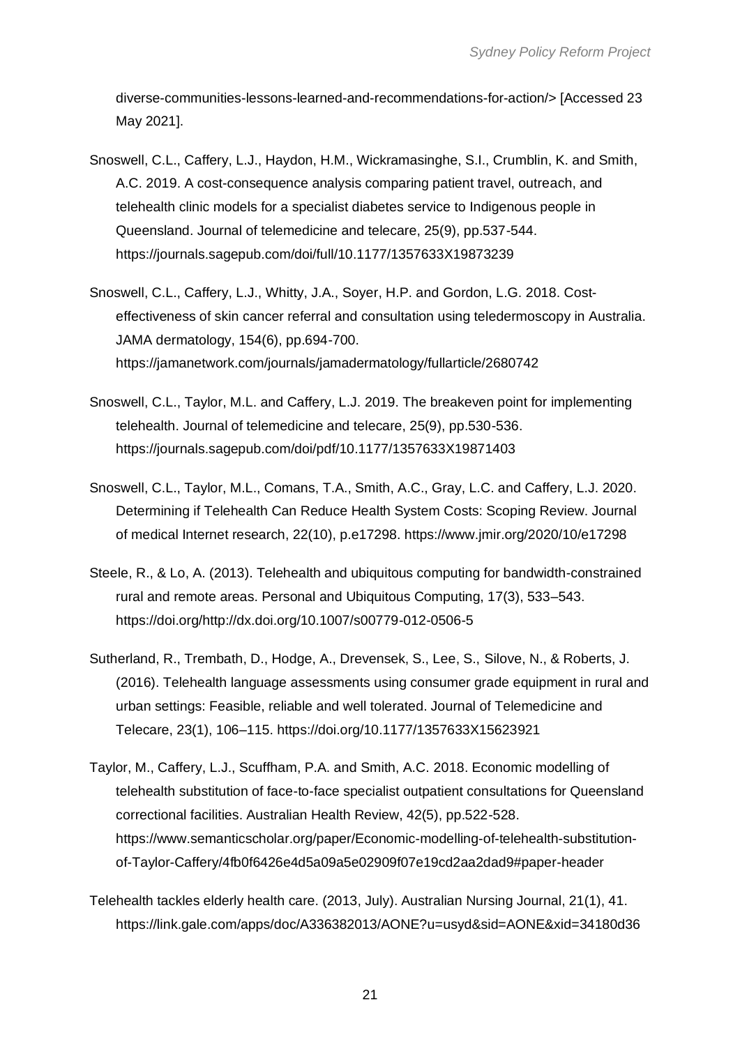diverse-communities-lessons-learned-and-recommendations-for-action/> [Accessed 23 May 2021].

Snoswell, C.L., Caffery, L.J., Haydon, H.M., Wickramasinghe, S.I., Crumblin, K. and Smith, A.C. 2019. A cost-consequence analysis comparing patient travel, outreach, and telehealth clinic models for a specialist diabetes service to Indigenous people in Queensland. Journal of telemedicine and telecare, 25(9), pp.537-544. https://journals.sagepub.com/doi/full/10.1177/1357633X19873239

Snoswell, C.L., Caffery, L.J., Whitty, J.A., Soyer, H.P. and Gordon, L.G. 2018. Cost-effectiveness of skin cancer referral and consultation using teledermoscopy in Australia. JAMA dermatology, 154(6), pp.694-700. https://jamanetwork.com/journals/jamadermatology/fullarticle/2680742

Snoswell, C.L., Taylor, M.L. and Caffery, L.J. 2019. The breakeven point for implementing telehealth. Journal of telemedicine and telecare, 25(9), pp.530-536. https://journals.sagepub.com/doi/pdf/10.1177/1357633X19871403

Snoswell, C.L., Taylor, M.L., Comans, T.A., Smith, A.C., Gray, L.C. and Caffery, L.J. 2020. Determining if Telehealth Can Reduce Health System Costs: Scoping Review. Journal of medical Internet research, 22(10), p.e17298. https://www.jmir.org/2020/10/e17298

Steele, R., & Lo, A. (2013). Telehealth and ubiquitous computing for bandwidth-constrained rural and remote areas. Personal and Ubiquitous Computing, 17(3), 533–543. https://doi.org/http://dx.doi.org/10.1007/s00779-012-0506-5

Sutherland, R., Trembath, D., Hodge, A., Drevensek, S., Lee, S., Silove, N., & Roberts, J. (2016). Telehealth language assessments using consumer grade equipment in rural and urban settings: Feasible, reliable and well tolerated. Journal of Telemedicine and Telecare, 23(1), 106–115. https://doi.org/10.1177/1357633X15623921

Taylor, M., Caffery, L.J., Scuffham, P.A. and Smith, A.C. 2018. Economic modelling of telehealth substitution of face-to-face specialist outpatient consultations for Queensland correctional facilities. Australian Health Review, 42(5), pp.522-528. https://www.semanticscholar.org/paper/Economic-modelling-of-telehealth-substitution-of-Taylor-Caffery/4fb0f6426e4d5a09a5e02909f07e19cd2aa2dad9#paper-header

Telehealth tackles elderly health care. (2013, July). Australian Nursing Journal, 21(1), 41. https://link.gale.com/apps/doc/A336382013/AONE?u=usyd&sid=AONE&xid=34180d36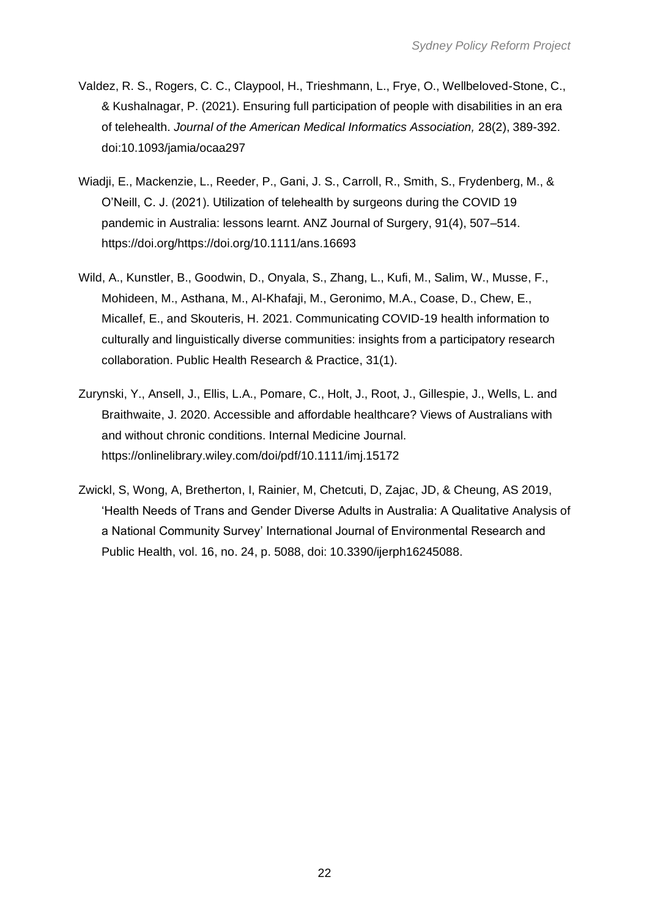Valdez, R. S., Rogers, C. C., Claypool, H., Trieshmann, L., Frye, O., Wellbeloved-Stone, C., & Kushalnagar, P. (2021). Ensuring full participation of people with disabilities in an era of telehealth. *Journal of the American Medical Informatics Association,* 28(2), 389-392. doi:10.1093/jamia/ocaa297

Wiadji, E., Mackenzie, L., Reeder, P., Gani, J. S., Carroll, R., Smith, S., Frydenberg, M., & O'Neill, C. J. (2021). Utilization of telehealth by surgeons during the COVID 19 pandemic in Australia: lessons learnt. ANZ Journal of Surgery, 91(4), 507–514. https://doi.org/https://doi.org/10.1111/ans.16693

Wild, A., Kunstler, B., Goodwin, D., Onyala, S., Zhang, L., Kufi, M., Salim, W., Musse, F., Mohideen, M., Asthana, M., Al-Khafaji, M., Geronimo, M.A., Coase, D., Chew, E., Micallef, E., and Skouteris, H. 2021. Communicating COVID-19 health information to culturally and linguistically diverse communities: insights from a participatory research collaboration. Public Health Research & Practice, 31(1).

Zurynski, Y., Ansell, J., Ellis, L.A., Pomare, C., Holt, J., Root, J., Gillespie, J., Wells, L. and Braithwaite, J. 2020. Accessible and affordable healthcare? Views of Australians with and without chronic conditions. Internal Medicine Journal. https://onlinelibrary.wiley.com/doi/pdf/10.1111/imj.15172

Zwickl, S, Wong, A, Bretherton, I, Rainier, M, Chetcuti, D, Zajac, JD, & Cheung, AS 2019, 'Health Needs of Trans and Gender Diverse Adults in Australia: A Qualitative Analysis of a National Community Survey' International Journal of Environmental Research and Public Health, vol. 16, no. 24, p. 5088, doi: 10.3390/ijerph16245088.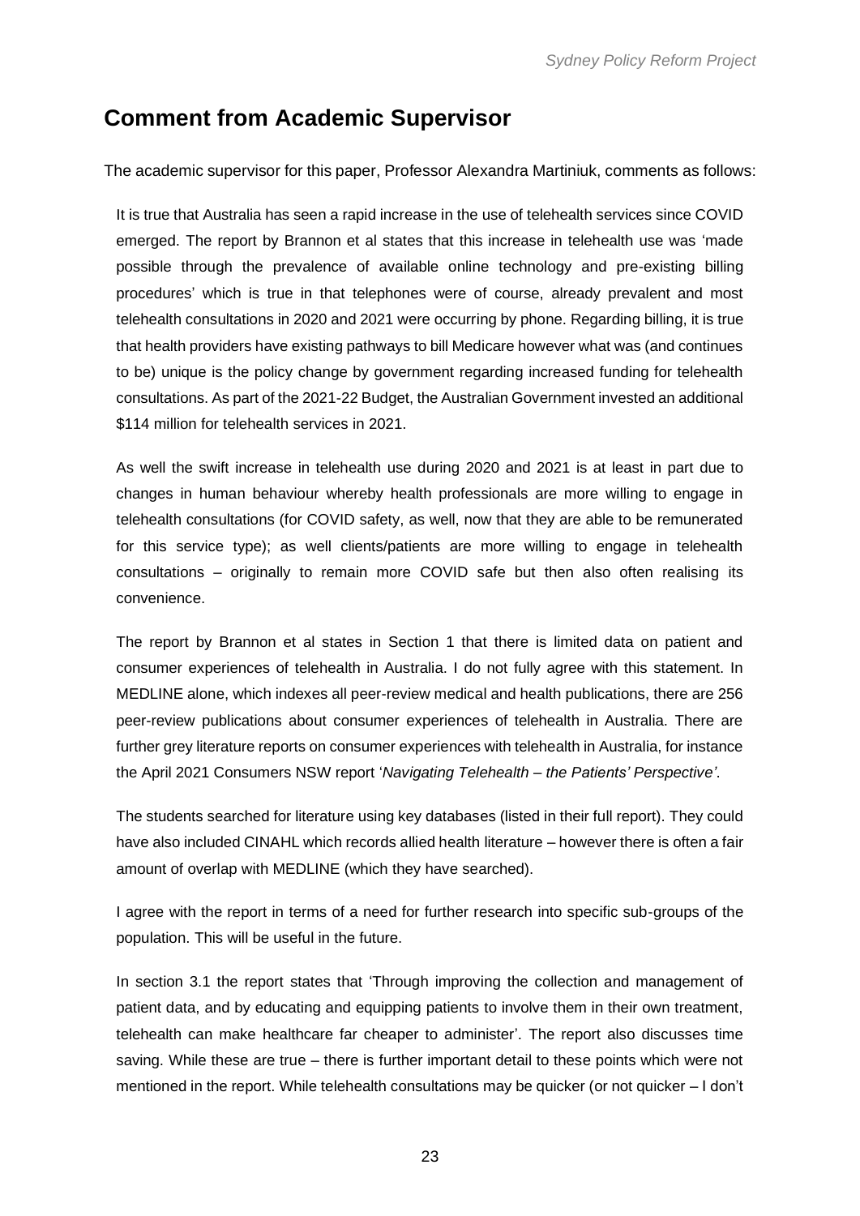## Comment from Academic Supervisor

The academic supervisor for this paper, Professor Alexandra Martiniuk, comments as follows:

It is true that Australia has seen a rapid increase in the use of telehealth services since COVID emerged. The report by Brannon et al states that this increase in telehealth use was 'made possible through the prevalence of available online technology and pre-existing billing procedures' which is true in that telephones were of course, already prevalent and most telehealth consultations in 2020 and 2021 were occurring by phone. Regarding billing, it is true that health providers have existing pathways to bill Medicare however what was (and continues to be) unique is the policy change by government regarding increased funding for telehealth consultations. As part of the 2021-22 Budget, the Australian Government invested an additional \$114 million for telehealth services in 2021.

As well the swift increase in telehealth use during 2020 and 2021 is at least in part due to changes in human behaviour whereby health professionals are more willing to engage in telehealth consultations (for COVID safety, as well, now that they are able to be remunerated for this service type); as well clients/patients are more willing to engage in telehealth consultations – originally to remain more COVID safe but then also often realising its convenience.

The report by Brannon et al states in Section 1 that there is limited data on patient and consumer experiences of telehealth in Australia. I do not fully agree with this statement. In MEDLINE alone, which indexes all peer-review medical and health publications, there are 256 peer-review publications about consumer experiences of telehealth in Australia. There are further grey literature reports on consumer experiences with telehealth in Australia, for instance the April 2021 Consumers NSW report '*Navigating Telehealth – the Patients' Perspective'*.

The students searched for literature using key databases (listed in their full report). They could have also included CINAHL which records allied health literature – however there is often a fair amount of overlap with MEDLINE (which they have searched).

I agree with the report in terms of a need for further research into specific sub-groups of the population. This will be useful in the future.

In section 3.1 the report states that 'Through improving the collection and management of patient data, and by educating and equipping patients to involve them in their own treatment, telehealth can make healthcare far cheaper to administer'. The report also discusses time saving. While these are true – there is further important detail to these points which were not mentioned in the report. While telehealth consultations may be quicker (or not quicker – I don't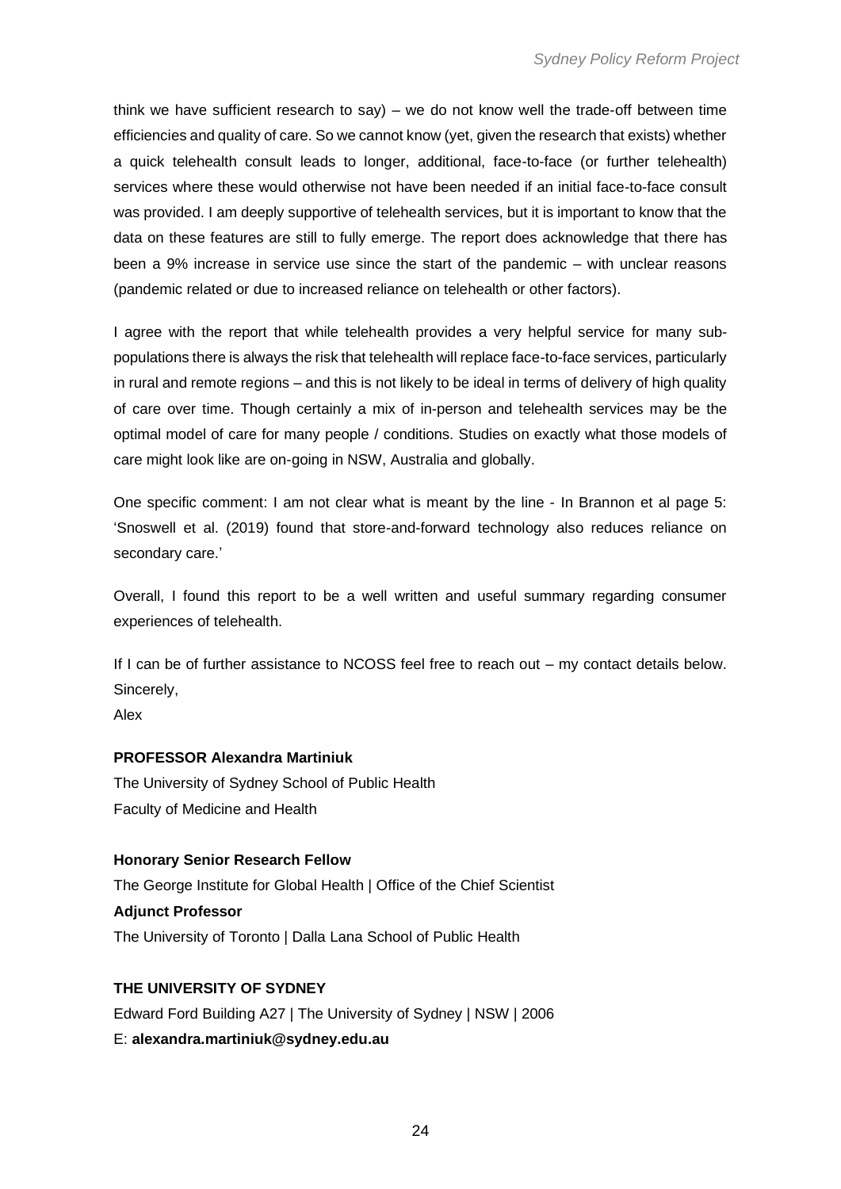think we have sufficient research to say) – we do not know well the trade-off between time efficiencies and quality of care. So we cannot know (yet, given the research that exists) whether a quick telehealth consult leads to longer, additional, face-to-face (or further telehealth) services where these would otherwise not have been needed if an initial face-to-face consult was provided. I am deeply supportive of telehealth services, but it is important to know that the data on these features are still to fully emerge. The report does acknowledge that there has been a 9% increase in service use since the start of the pandemic – with unclear reasons (pandemic related or due to increased reliance on telehealth or other factors).

I agree with the report that while telehealth provides a very helpful service for many sub-populations there is always the risk that telehealth will replace face-to-face services, particularly in rural and remote regions – and this is not likely to be ideal in terms of delivery of high quality of care over time. Though certainly a mix of in-person and telehealth services may be the optimal model of care for many people / conditions. Studies on exactly what those models of care might look like are on-going in NSW, Australia and globally.

One specific comment: I am not clear what is meant by the line - In Brannon et al page 5: 'Snoswell et al. (2019) found that store-and-forward technology also reduces reliance on secondary care.'

Overall, I found this report to be a well written and useful summary regarding consumer experiences of telehealth.

If I can be of further assistance to NCOSS feel free to reach out – my contact details below.
Sincerely,
Alex

**PROFESSOR Alexandra Martiniuk**
The University of Sydney School of Public Health
Faculty of Medicine and Health

**Honorary Senior Research Fellow**
The George Institute for Global Health | Office of the Chief Scientist
**Adjunct Professor**
The University of Toronto | Dalla Lana School of Public Health

**THE UNIVERSITY OF SYDNEY**
Edward Ford Building A27 | The University of Sydney | NSW | 2006
E: **alexandra.martiniuk@sydney.edu.au**